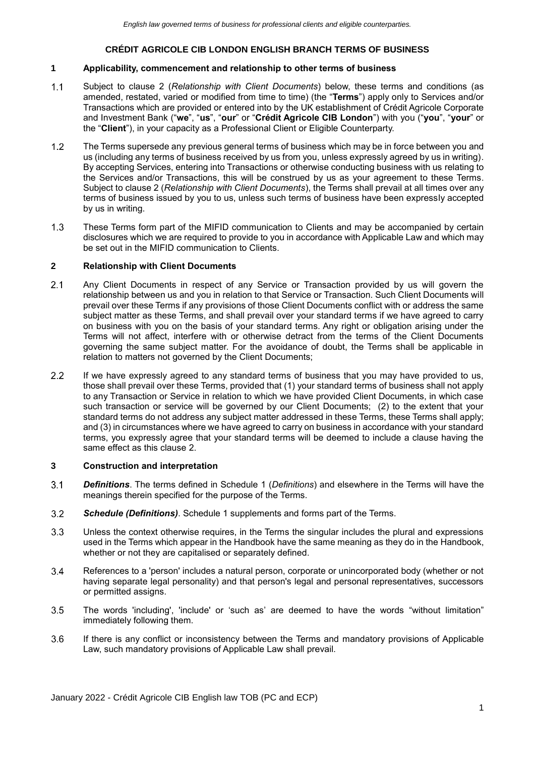*English law governed terms of business for professional clients and eligible counterparties.*

# CRÉDIT AGRICOLE CIB LONDON ENGLISH BRANCH TERMS OF BUSINESS

## 1 Applicability, commencement and relationship to other terms of business

1.1 Subject to clause 2 (*Relationship with Client Documents*) below, these terms and conditions (as amended, restated, varied or modified from time to time) (the "**Terms**") apply only to Services and/or Transactions which are provided or entered into by the UK establishment of Crédit Agricole Corporate and Investment Bank ("**we**", "**us**", "**our**" or "**Crédit Agricole CIB London**") with you ("**you**", "**your**" or the "**Client**"), in your capacity as a Professional Client or Eligible Counterparty.

1.2 The Terms supersede any previous general terms of business which may be in force between you and us (including any terms of business received by us from you, unless expressly agreed by us in writing). By accepting Services, entering into Transactions or otherwise conducting business with us relating to the Services and/or Transactions, this will be construed by us as your agreement to these Terms. Subject to clause 2 (*Relationship with Client Documents*), the Terms shall prevail at all times over any terms of business issued by you to us, unless such terms of business have been expressly accepted by us in writing.

1.3 These Terms form part of the MIFID communication to Clients and may be accompanied by certain disclosures which we are required to provide to you in accordance with Applicable Law and which may be set out in the MIFID communication to Clients.

## 2 Relationship with Client Documents

2.1 Any Client Documents in respect of any Service or Transaction provided by us will govern the relationship between us and you in relation to that Service or Transaction. Such Client Documents will prevail over these Terms if any provisions of those Client Documents conflict with or address the same subject matter as these Terms, and shall prevail over your standard terms if we have agreed to carry on business with you on the basis of your standard terms. Any right or obligation arising under the Terms will not affect, interfere with or otherwise detract from the terms of the Client Documents governing the same subject matter. For the avoidance of doubt, the Terms shall be applicable in relation to matters not governed by the Client Documents;

2.2 If we have expressly agreed to any standard terms of business that you may have provided to us, those shall prevail over these Terms, provided that (1) your standard terms of business shall not apply to any Transaction or Service in relation to which we have provided Client Documents, in which case such transaction or service will be governed by our Client Documents; (2) to the extent that your standard terms do not address any subject matter addressed in these Terms, these Terms shall apply; and (3) in circumstances where we have agreed to carry on business in accordance with your standard terms, you expressly agree that your standard terms will be deemed to include a clause having the same effect as this clause 2.

## 3 Construction and interpretation

3.1 ***Definitions***. The terms defined in Schedule 1 (*Definitions*) and elsewhere in the Terms will have the meanings therein specified for the purpose of the Terms.

3.2 ***Schedule (Definitions)***. Schedule 1 supplements and forms part of the Terms.

3.3 Unless the context otherwise requires, in the Terms the singular includes the plural and expressions used in the Terms which appear in the Handbook have the same meaning as they do in the Handbook, whether or not they are capitalised or separately defined.

3.4 References to a 'person' includes a natural person, corporate or unincorporated body (whether or not having separate legal personality) and that person's legal and personal representatives, successors or permitted assigns.

3.5 The words 'including', 'include' or 'such as' are deemed to have the words "without limitation" immediately following them.

3.6 If there is any conflict or inconsistency between the Terms and mandatory provisions of Applicable Law, such mandatory provisions of Applicable Law shall prevail.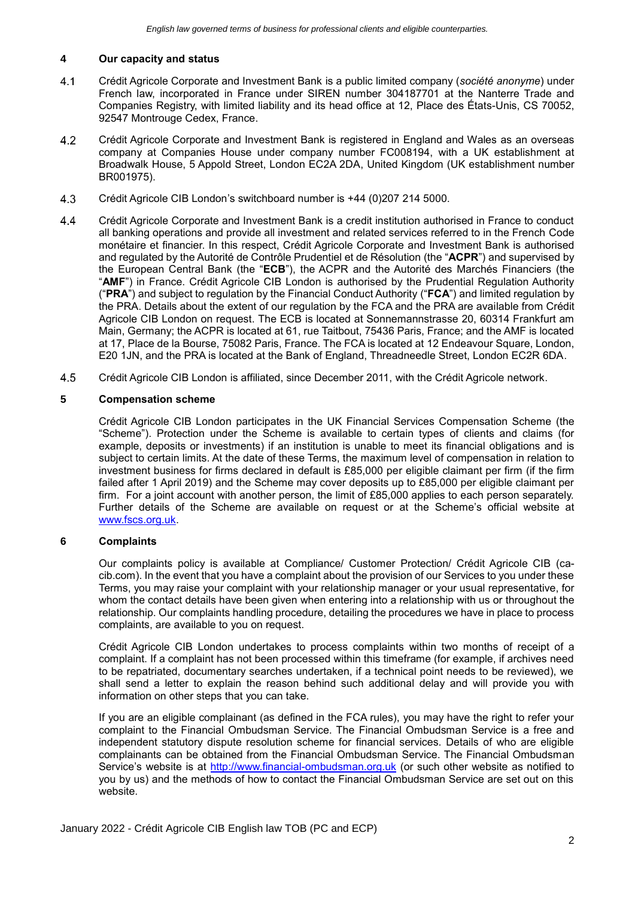## 4 Our capacity and status

4.1 Crédit Agricole Corporate and Investment Bank is a public limited company (*société anonyme*) under French law, incorporated in France under SIREN number 304187701 at the Nanterre Trade and Companies Registry, with limited liability and its head office at 12, Place des États-Unis, CS 70052, 92547 Montrouge Cedex, France.

4.2 Crédit Agricole Corporate and Investment Bank is registered in England and Wales as an overseas company at Companies House under company number FC008194, with a UK establishment at Broadwalk House, 5 Appold Street, London EC2A 2DA, United Kingdom (UK establishment number BR001975).

4.3 Crédit Agricole CIB London's switchboard number is +44 (0)207 214 5000.

4.4 Crédit Agricole Corporate and Investment Bank is a credit institution authorised in France to conduct all banking operations and provide all investment and related services referred to in the French Code monétaire et financier. In this respect, Crédit Agricole Corporate and Investment Bank is authorised and regulated by the Autorité de Contrôle Prudentiel et de Résolution (the "**ACPR**") and supervised by the European Central Bank (the "**ECB**"), the ACPR and the Autorité des Marchés Financiers (the "**AMF**") in France. Crédit Agricole CIB London is authorised by the Prudential Regulation Authority ("**PRA**") and subject to regulation by the Financial Conduct Authority ("**FCA**") and limited regulation by the PRA. Details about the extent of our regulation by the FCA and the PRA are available from Crédit Agricole CIB London on request. The ECB is located at Sonnemannstrasse 20, 60314 Frankfurt am Main, Germany; the ACPR is located at 61, rue Taitbout, 75436 Paris, France; and the AMF is located at 17, Place de la Bourse, 75082 Paris, France. The FCA is located at 12 Endeavour Square, London, E20 1JN, and the PRA is located at the Bank of England, Threadneedle Street, London EC2R 6DA.

4.5 Crédit Agricole CIB London is affiliated, since December 2011, with the Crédit Agricole network.

## 5 Compensation scheme

Crédit Agricole CIB London participates in the UK Financial Services Compensation Scheme (the "Scheme"). Protection under the Scheme is available to certain types of clients and claims (for example, deposits or investments) if an institution is unable to meet its financial obligations and is subject to certain limits. At the date of these Terms, the maximum level of compensation in relation to investment business for firms declared in default is £85,000 per eligible claimant per firm (if the firm failed after 1 April 2019) and the Scheme may cover deposits up to £85,000 per eligible claimant per firm. For a joint account with another person, the limit of £85,000 applies to each person separately. Further details of the Scheme are available on request or at the Scheme's official website at [www.fscs.org.uk](http://www.fscs.org.uk).

## 6 Complaints

Our complaints policy is available at Compliance/ Customer Protection/ Crédit Agricole CIB (ca-cib.com). In the event that you have a complaint about the provision of our Services to you under these Terms, you may raise your complaint with your relationship manager or your usual representative, for whom the contact details have been given when entering into a relationship with us or throughout the relationship. Our complaints handling procedure, detailing the procedures we have in place to process complaints, are available to you on request.

Crédit Agricole CIB London undertakes to process complaints within two months of receipt of a complaint. If a complaint has not been processed within this timeframe (for example, if archives need to be repatriated, documentary searches undertaken, if a technical point needs to be reviewed), we shall send a letter to explain the reason behind such additional delay and will provide you with information on other steps that you can take.

If you are an eligible complainant (as defined in the FCA rules), you may have the right to refer your complaint to the Financial Ombudsman Service. The Financial Ombudsman Service is a free and independent statutory dispute resolution scheme for financial services. Details of who are eligible complainants can be obtained from the Financial Ombudsman Service. The Financial Ombudsman Service's website is at [http://www.financial-ombudsman.org.uk](http://www.financial-ombudsman.org.uk) (or such other website as notified to you by us) and the methods of how to contact the Financial Ombudsman Service are set out on this website.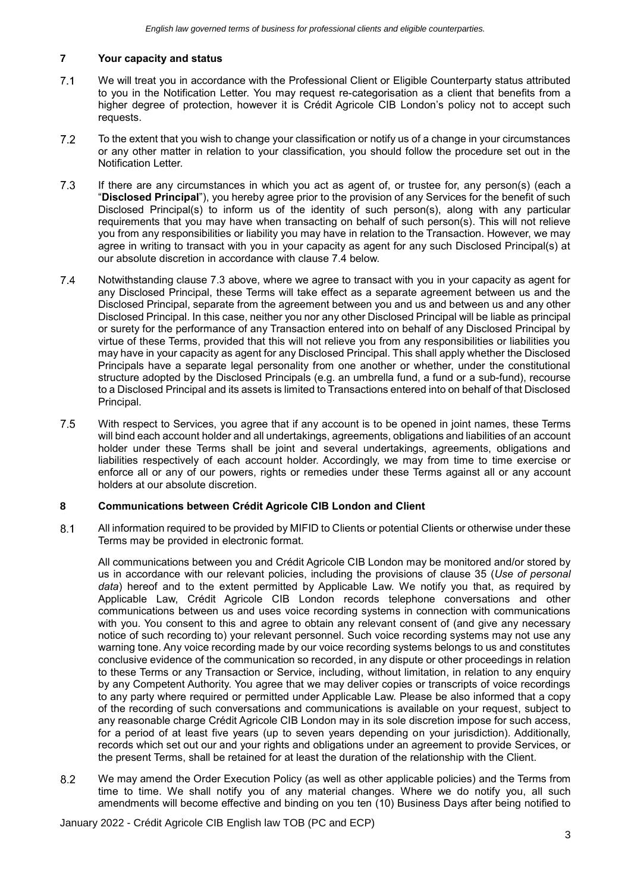## 7 Your capacity and status

7.1 We will treat you in accordance with the Professional Client or Eligible Counterparty status attributed to you in the Notification Letter. You may request re-categorisation as a client that benefits from a higher degree of protection, however it is Crédit Agricole CIB London's policy not to accept such requests.

7.2 To the extent that you wish to change your classification or notify us of a change in your circumstances or any other matter in relation to your classification, you should follow the procedure set out in the Notification Letter.

7.3 If there are any circumstances in which you act as agent of, or trustee for, any person(s) (each a "**Disclosed Principal**"), you hereby agree prior to the provision of any Services for the benefit of such Disclosed Principal(s) to inform us of the identity of such person(s), along with any particular requirements that you may have when transacting on behalf of such person(s). This will not relieve you from any responsibilities or liability you may have in relation to the Transaction. However, we may agree in writing to transact with you in your capacity as agent for any such Disclosed Principal(s) at our absolute discretion in accordance with clause 7.4 below.

7.4 Notwithstanding clause 7.3 above, where we agree to transact with you in your capacity as agent for any Disclosed Principal, these Terms will take effect as a separate agreement between us and the Disclosed Principal, separate from the agreement between you and us and between us and any other Disclosed Principal. In this case, neither you nor any other Disclosed Principal will be liable as principal or surety for the performance of any Transaction entered into on behalf of any Disclosed Principal by virtue of these Terms, provided that this will not relieve you from any responsibilities or liabilities you may have in your capacity as agent for any Disclosed Principal. This shall apply whether the Disclosed Principals have a separate legal personality from one another or whether, under the constitutional structure adopted by the Disclosed Principals (e.g. an umbrella fund, a fund or a sub-fund), recourse to a Disclosed Principal and its assets is limited to Transactions entered into on behalf of that Disclosed Principal.

7.5 With respect to Services, you agree that if any account is to be opened in joint names, these Terms will bind each account holder and all undertakings, agreements, obligations and liabilities of an account holder under these Terms shall be joint and several undertakings, agreements, obligations and liabilities respectively of each account holder. Accordingly, we may from time to time exercise or enforce all or any of our powers, rights or remedies under these Terms against all or any account holders at our absolute discretion.

## 8 Communications between Crédit Agricole CIB London and Client

8.1 All information required to be provided by MIFID to Clients or potential Clients or otherwise under these Terms may be provided in electronic format.

All communications between you and Crédit Agricole CIB London may be monitored and/or stored by us in accordance with our relevant policies, including the provisions of clause 35 (*Use of personal data*) hereof and to the extent permitted by Applicable Law. We notify you that, as required by Applicable Law, Crédit Agricole CIB London records telephone conversations and other communications between us and uses voice recording systems in connection with communications with you. You consent to this and agree to obtain any relevant consent of (and give any necessary notice of such recording to) your relevant personnel. Such voice recording systems may not use any warning tone. Any voice recording made by our voice recording systems belongs to us and constitutes conclusive evidence of the communication so recorded, in any dispute or other proceedings in relation to these Terms or any Transaction or Service, including, without limitation, in relation to any enquiry by any Competent Authority. You agree that we may deliver copies or transcripts of voice recordings to any party where required or permitted under Applicable Law. Please be also informed that a copy of the recording of such conversations and communications is available on your request, subject to any reasonable charge Crédit Agricole CIB London may in its sole discretion impose for such access, for a period of at least five years (up to seven years depending on your jurisdiction). Additionally, records which set out our and your rights and obligations under an agreement to provide Services, or the present Terms, shall be retained for at least the duration of the relationship with the Client.

8.2 We may amend the Order Execution Policy (as well as other applicable policies) and the Terms from time to time. We shall notify you of any material changes. Where we do notify you, all such amendments will become effective and binding on you ten (10) Business Days after being notified to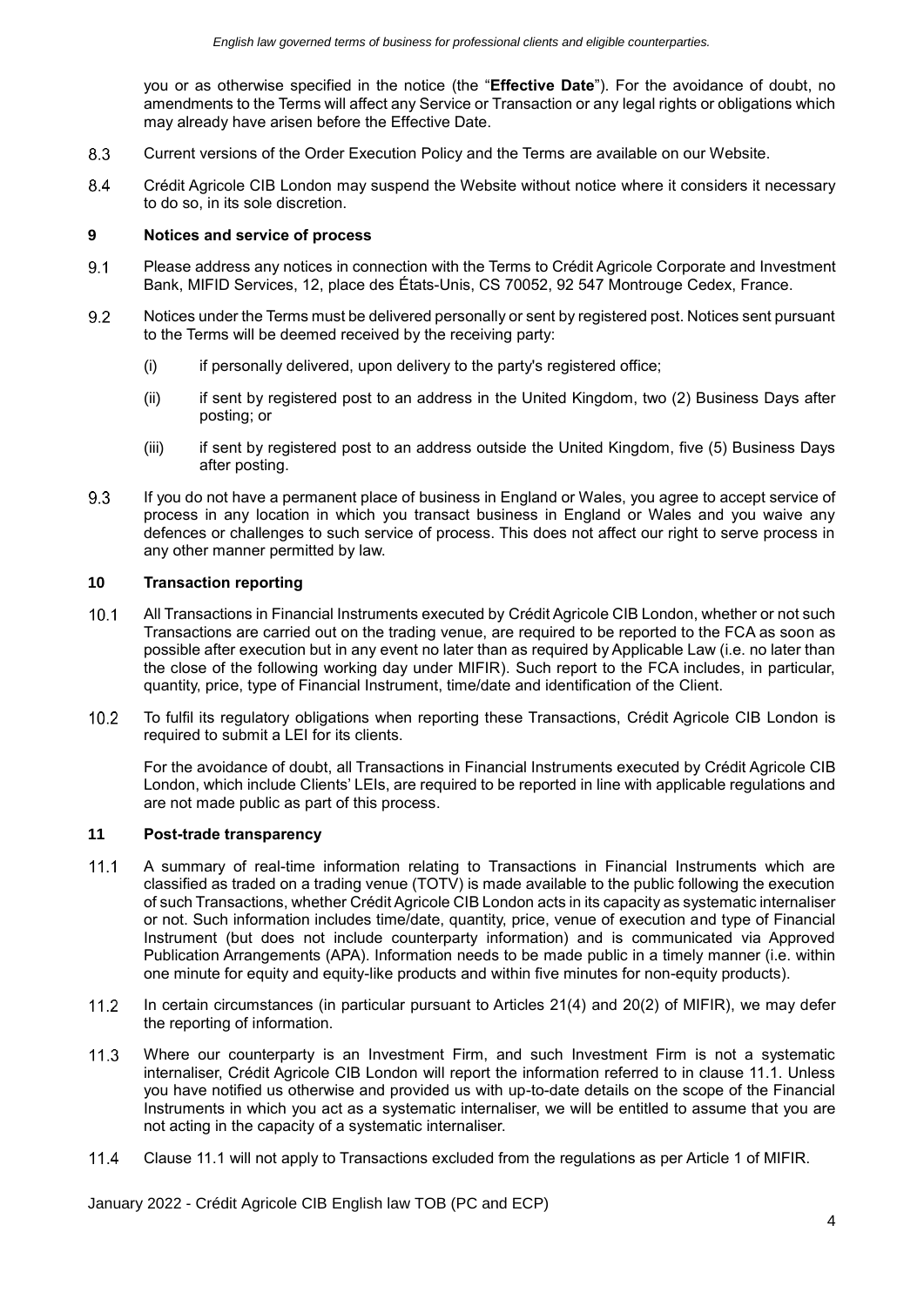you or as otherwise specified in the notice (the "**Effective Date**"). For the avoidance of doubt, no amendments to the Terms will affect any Service or Transaction or any legal rights or obligations which may already have arisen before the Effective Date.

8.3 Current versions of the Order Execution Policy and the Terms are available on our Website.

8.4 Crédit Agricole CIB London may suspend the Website without notice where it considers it necessary to do so, in its sole discretion.

## 9 Notices and service of process

9.1 Please address any notices in connection with the Terms to Crédit Agricole Corporate and Investment Bank, MIFID Services, 12, place des États-Unis, CS 70052, 92 547 Montrouge Cedex, France.

9.2 Notices under the Terms must be delivered personally or sent by registered post. Notices sent pursuant to the Terms will be deemed received by the receiving party:

(i) if personally delivered, upon delivery to the party's registered office;

(ii) if sent by registered post to an address in the United Kingdom, two (2) Business Days after posting; or

(iii) if sent by registered post to an address outside the United Kingdom, five (5) Business Days after posting.

9.3 If you do not have a permanent place of business in England or Wales, you agree to accept service of process in any location in which you transact business in England or Wales and you waive any defences or challenges to such service of process. This does not affect our right to serve process in any other manner permitted by law.

## 10 Transaction reporting

10.1 All Transactions in Financial Instruments executed by Crédit Agricole CIB London, whether or not such Transactions are carried out on the trading venue, are required to be reported to the FCA as soon as possible after execution but in any event no later than as required by Applicable Law (i.e. no later than the close of the following working day under MIFIR). Such report to the FCA includes, in particular, quantity, price, type of Financial Instrument, time/date and identification of the Client.

10.2 To fulfil its regulatory obligations when reporting these Transactions, Crédit Agricole CIB London is required to submit a LEI for its clients.

For the avoidance of doubt, all Transactions in Financial Instruments executed by Crédit Agricole CIB London, which include Clients' LEIs, are required to be reported in line with applicable regulations and are not made public as part of this process.

## 11 Post-trade transparency

11.1 A summary of real-time information relating to Transactions in Financial Instruments which are classified as traded on a trading venue (TOTV) is made available to the public following the execution of such Transactions, whether Crédit Agricole CIB London acts in its capacity as systematic internaliser or not. Such information includes time/date, quantity, price, venue of execution and type of Financial Instrument (but does not include counterparty information) and is communicated via Approved Publication Arrangements (APA). Information needs to be made public in a timely manner (i.e. within one minute for equity and equity-like products and within five minutes for non-equity products).

11.2 In certain circumstances (in particular pursuant to Articles 21(4) and 20(2) of MIFIR), we may defer the reporting of information.

11.3 Where our counterparty is an Investment Firm, and such Investment Firm is not a systematic internaliser, Crédit Agricole CIB London will report the information referred to in clause 11.1. Unless you have notified us otherwise and provided us with up-to-date details on the scope of the Financial Instruments in which you act as a systematic internaliser, we will be entitled to assume that you are not acting in the capacity of a systematic internaliser.

11.4 Clause 11.1 will not apply to Transactions excluded from the regulations as per Article 1 of MIFIR.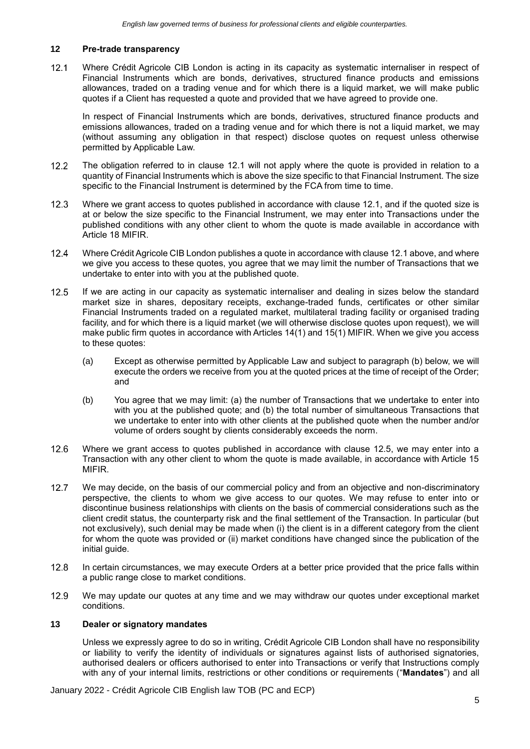## 12 Pre-trade transparency

12.1 Where Crédit Agricole CIB London is acting in its capacity as systematic internaliser in respect of Financial Instruments which are bonds, derivatives, structured finance products and emissions allowances, traded on a trading venue and for which there is a liquid market, we will make public quotes if a Client has requested a quote and provided that we have agreed to provide one.

In respect of Financial Instruments which are bonds, derivatives, structured finance products and emissions allowances, traded on a trading venue and for which there is not a liquid market, we may (without assuming any obligation in that respect) disclose quotes on request unless otherwise permitted by Applicable Law.

12.2 The obligation referred to in clause 12.1 will not apply where the quote is provided in relation to a quantity of Financial Instruments which is above the size specific to that Financial Instrument. The size specific to the Financial Instrument is determined by the FCA from time to time.

12.3 Where we grant access to quotes published in accordance with clause 12.1, and if the quoted size is at or below the size specific to the Financial Instrument, we may enter into Transactions under the published conditions with any other client to whom the quote is made available in accordance with Article 18 MIFIR.

12.4 Where Crédit Agricole CIB London publishes a quote in accordance with clause 12.1 above, and where we give you access to these quotes, you agree that we may limit the number of Transactions that we undertake to enter into with you at the published quote.

12.5 If we are acting in our capacity as systematic internaliser and dealing in sizes below the standard market size in shares, depositary receipts, exchange-traded funds, certificates or other similar Financial Instruments traded on a regulated market, multilateral trading facility or organised trading facility, and for which there is a liquid market (we will otherwise disclose quotes upon request), we will make public firm quotes in accordance with Articles 14(1) and 15(1) MIFIR. When we give you access to these quotes:

(a) Except as otherwise permitted by Applicable Law and subject to paragraph (b) below, we will execute the orders we receive from you at the quoted prices at the time of receipt of the Order; and

(b) You agree that we may limit: (a) the number of Transactions that we undertake to enter into with you at the published quote; and (b) the total number of simultaneous Transactions that we undertake to enter into with other clients at the published quote when the number and/or volume of orders sought by clients considerably exceeds the norm.

12.6 Where we grant access to quotes published in accordance with clause 12.5, we may enter into a Transaction with any other client to whom the quote is made available, in accordance with Article 15 MIFIR.

12.7 We may decide, on the basis of our commercial policy and from an objective and non-discriminatory perspective, the clients to whom we give access to our quotes. We may refuse to enter into or discontinue business relationships with clients on the basis of commercial considerations such as the client credit status, the counterparty risk and the final settlement of the Transaction. In particular (but not exclusively), such denial may be made when (i) the client is in a different category from the client for whom the quote was provided or (ii) market conditions have changed since the publication of the initial guide.

12.8 In certain circumstances, we may execute Orders at a better price provided that the price falls within a public range close to market conditions.

12.9 We may update our quotes at any time and we may withdraw our quotes under exceptional market conditions.

## 13 Dealer or signatory mandates

Unless we expressly agree to do so in writing, Crédit Agricole CIB London shall have no responsibility or liability to verify the identity of individuals or signatures against lists of authorised signatories, authorised dealers or officers authorised to enter into Transactions or verify that Instructions comply with any of your internal limits, restrictions or other conditions or requirements ("**Mandates**") and all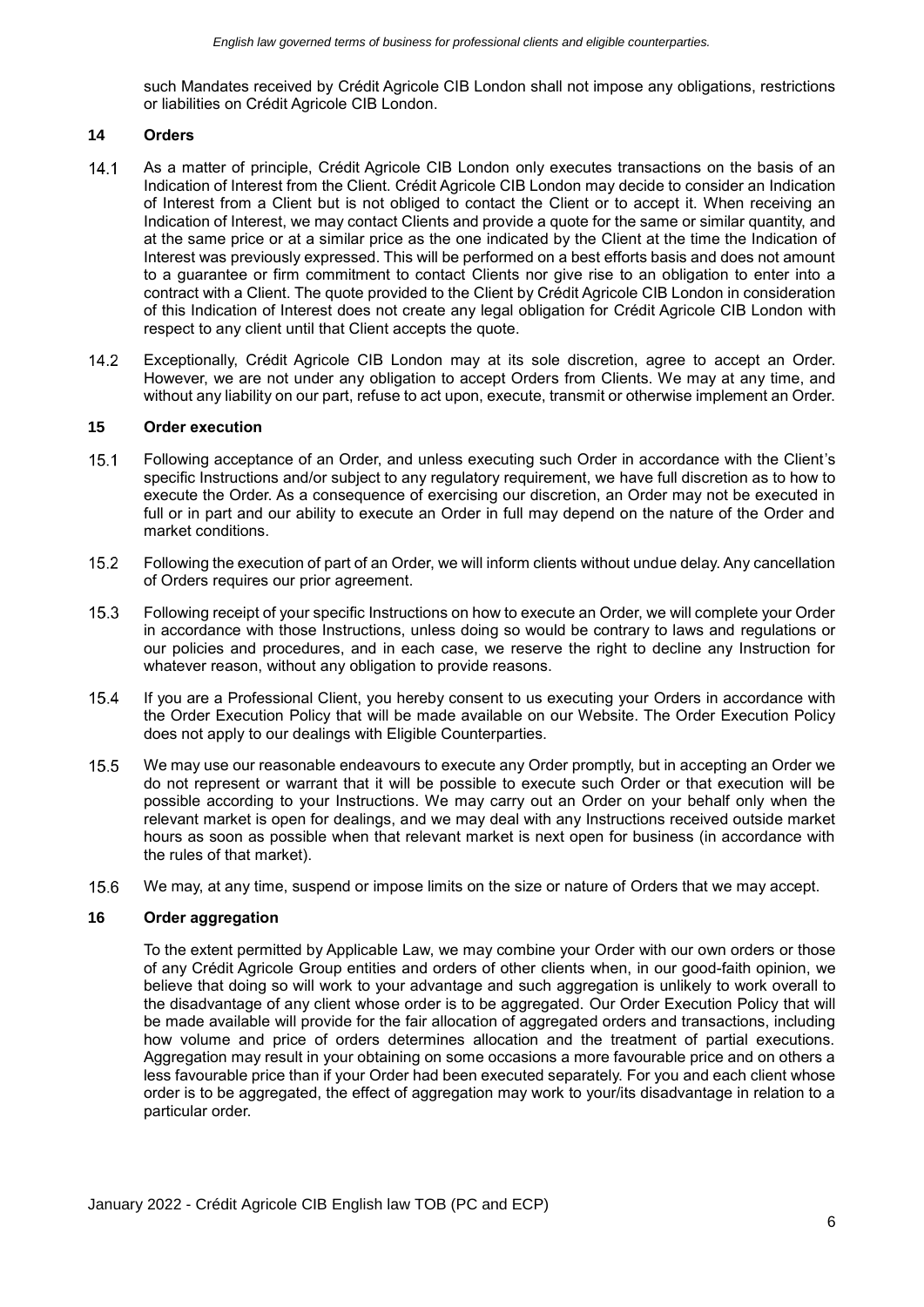such Mandates received by Crédit Agricole CIB London shall not impose any obligations, restrictions or liabilities on Crédit Agricole CIB London.

## 14 Orders

14.1 As a matter of principle, Crédit Agricole CIB London only executes transactions on the basis of an Indication of Interest from the Client. Crédit Agricole CIB London may decide to consider an Indication of Interest from a Client but is not obliged to contact the Client or to accept it. When receiving an Indication of Interest, we may contact Clients and provide a quote for the same or similar quantity, and at the same price or at a similar price as the one indicated by the Client at the time the Indication of Interest was previously expressed. This will be performed on a best efforts basis and does not amount to a guarantee or firm commitment to contact Clients nor give rise to an obligation to enter into a contract with a Client. The quote provided to the Client by Crédit Agricole CIB London in consideration of this Indication of Interest does not create any legal obligation for Crédit Agricole CIB London with respect to any client until that Client accepts the quote.

14.2 Exceptionally, Crédit Agricole CIB London may at its sole discretion, agree to accept an Order. However, we are not under any obligation to accept Orders from Clients. We may at any time, and without any liability on our part, refuse to act upon, execute, transmit or otherwise implement an Order.

## 15 Order execution

15.1 Following acceptance of an Order, and unless executing such Order in accordance with the Client's specific Instructions and/or subject to any regulatory requirement, we have full discretion as to how to execute the Order. As a consequence of exercising our discretion, an Order may not be executed in full or in part and our ability to execute an Order in full may depend on the nature of the Order and market conditions.

15.2 Following the execution of part of an Order, we will inform clients without undue delay. Any cancellation of Orders requires our prior agreement.

15.3 Following receipt of your specific Instructions on how to execute an Order, we will complete your Order in accordance with those Instructions, unless doing so would be contrary to laws and regulations or our policies and procedures, and in each case, we reserve the right to decline any Instruction for whatever reason, without any obligation to provide reasons.

15.4 If you are a Professional Client, you hereby consent to us executing your Orders in accordance with the Order Execution Policy that will be made available on our Website. The Order Execution Policy does not apply to our dealings with Eligible Counterparties.

15.5 We may use our reasonable endeavours to execute any Order promptly, but in accepting an Order we do not represent or warrant that it will be possible to execute such Order or that execution will be possible according to your Instructions. We may carry out an Order on your behalf only when the relevant market is open for dealings, and we may deal with any Instructions received outside market hours as soon as possible when that relevant market is next open for business (in accordance with the rules of that market).

15.6 We may, at any time, suspend or impose limits on the size or nature of Orders that we may accept.

## 16 Order aggregation

To the extent permitted by Applicable Law, we may combine your Order with our own orders or those of any Crédit Agricole Group entities and orders of other clients when, in our good-faith opinion, we believe that doing so will work to your advantage and such aggregation is unlikely to work overall to the disadvantage of any client whose order is to be aggregated. Our Order Execution Policy that will be made available will provide for the fair allocation of aggregated orders and transactions, including how volume and price of orders determines allocation and the treatment of partial executions. Aggregation may result in your obtaining on some occasions a more favourable price and on others a less favourable price than if your Order had been executed separately. For you and each client whose order is to be aggregated, the effect of aggregation may work to your/its disadvantage in relation to a particular order.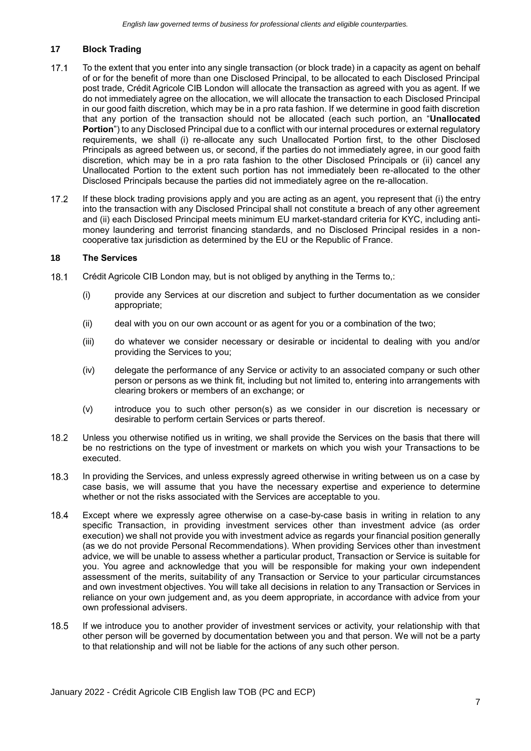## 17 Block Trading

17.1 To the extent that you enter into any single transaction (or block trade) in a capacity as agent on behalf of or for the benefit of more than one Disclosed Principal, to be allocated to each Disclosed Principal post trade, Crédit Agricole CIB London will allocate the transaction as agreed with you as agent. If we do not immediately agree on the allocation, we will allocate the transaction to each Disclosed Principal in our good faith discretion, which may be in a pro rata fashion. If we determine in good faith discretion that any portion of the transaction should not be allocated (each such portion, an "**Unallocated Portion**") to any Disclosed Principal due to a conflict with our internal procedures or external regulatory requirements, we shall (i) re-allocate any such Unallocated Portion first, to the other Disclosed Principals as agreed between us, or second, if the parties do not immediately agree, in our good faith discretion, which may be in a pro rata fashion to the other Disclosed Principals or (ii) cancel any Unallocated Portion to the extent such portion has not immediately been re-allocated to the other Disclosed Principals because the parties did not immediately agree on the re-allocation.

17.2 If these block trading provisions apply and you are acting as an agent, you represent that (i) the entry into the transaction with any Disclosed Principal shall not constitute a breach of any other agreement and (ii) each Disclosed Principal meets minimum EU market-standard criteria for KYC, including anti-money laundering and terrorist financing standards, and no Disclosed Principal resides in a non-cooperative tax jurisdiction as determined by the EU or the Republic of France.

## 18 The Services

18.1 Crédit Agricole CIB London may, but is not obliged by anything in the Terms to,:

(i) provide any Services at our discretion and subject to further documentation as we consider appropriate;

(ii) deal with you on our own account or as agent for you or a combination of the two;

(iii) do whatever we consider necessary or desirable or incidental to dealing with you and/or providing the Services to you;

(iv) delegate the performance of any Service or activity to an associated company or such other person or persons as we think fit, including but not limited to, entering into arrangements with clearing brokers or members of an exchange; or

(v) introduce you to such other person(s) as we consider in our discretion is necessary or desirable to perform certain Services or parts thereof.

18.2 Unless you otherwise notified us in writing, we shall provide the Services on the basis that there will be no restrictions on the type of investment or markets on which you wish your Transactions to be executed.

18.3 In providing the Services, and unless expressly agreed otherwise in writing between us on a case by case basis, we will assume that you have the necessary expertise and experience to determine whether or not the risks associated with the Services are acceptable to you.

18.4 Except where we expressly agree otherwise on a case-by-case basis in writing in relation to any specific Transaction, in providing investment services other than investment advice (as order execution) we shall not provide you with investment advice as regards your financial position generally (as we do not provide Personal Recommendations). When providing Services other than investment advice, we will be unable to assess whether a particular product, Transaction or Service is suitable for you. You agree and acknowledge that you will be responsible for making your own independent assessment of the merits, suitability of any Transaction or Service to your particular circumstances and own investment objectives. You will take all decisions in relation to any Transaction or Services in reliance on your own judgement and, as you deem appropriate, in accordance with advice from your own professional advisers.

18.5 If we introduce you to another provider of investment services or activity, your relationship with that other person will be governed by documentation between you and that person. We will not be a party to that relationship and will not be liable for the actions of any such other person.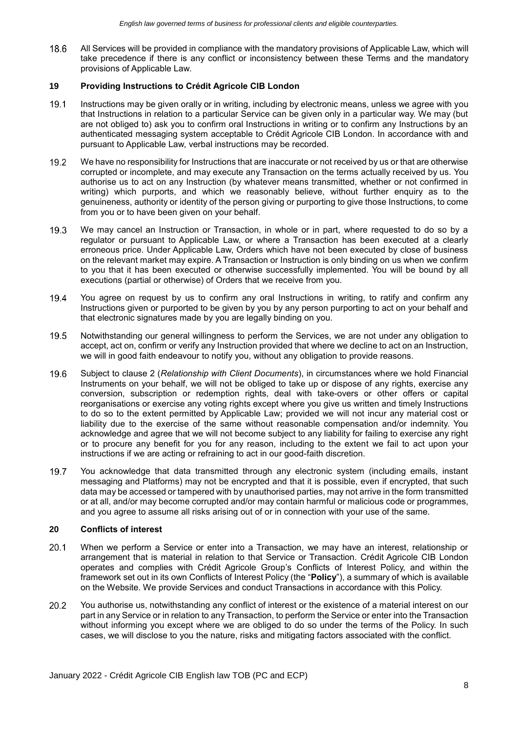18.6 All Services will be provided in compliance with the mandatory provisions of Applicable Law, which will take precedence if there is any conflict or inconsistency between these Terms and the mandatory provisions of Applicable Law.

## 19 Providing Instructions to Crédit Agricole CIB London

19.1 Instructions may be given orally or in writing, including by electronic means, unless we agree with you that Instructions in relation to a particular Service can be given only in a particular way. We may (but are not obliged to) ask you to confirm oral Instructions in writing or to confirm any Instructions by an authenticated messaging system acceptable to Crédit Agricole CIB London. In accordance with and pursuant to Applicable Law, verbal instructions may be recorded.

19.2 We have no responsibility for Instructions that are inaccurate or not received by us or that are otherwise corrupted or incomplete, and may execute any Transaction on the terms actually received by us. You authorise us to act on any Instruction (by whatever means transmitted, whether or not confirmed in writing) which purports, and which we reasonably believe, without further enquiry as to the genuineness, authority or identity of the person giving or purporting to give those Instructions, to come from you or to have been given on your behalf.

19.3 We may cancel an Instruction or Transaction, in whole or in part, where requested to do so by a regulator or pursuant to Applicable Law, or where a Transaction has been executed at a clearly erroneous price. Under Applicable Law, Orders which have not been executed by close of business on the relevant market may expire. A Transaction or Instruction is only binding on us when we confirm to you that it has been executed or otherwise successfully implemented. You will be bound by all executions (partial or otherwise) of Orders that we receive from you.

19.4 You agree on request by us to confirm any oral Instructions in writing, to ratify and confirm any Instructions given or purported to be given by you by any person purporting to act on your behalf and that electronic signatures made by you are legally binding on you.

19.5 Notwithstanding our general willingness to perform the Services, we are not under any obligation to accept, act on, confirm or verify any Instruction provided that where we decline to act on an Instruction, we will in good faith endeavour to notify you, without any obligation to provide reasons.

19.6 Subject to clause 2 (*Relationship with Client Documents*), in circumstances where we hold Financial Instruments on your behalf, we will not be obliged to take up or dispose of any rights, exercise any conversion, subscription or redemption rights, deal with take-overs or other offers or capital reorganisations or exercise any voting rights except where you give us written and timely Instructions to do so to the extent permitted by Applicable Law; provided we will not incur any material cost or liability due to the exercise of the same without reasonable compensation and/or indemnity. You acknowledge and agree that we will not become subject to any liability for failing to exercise any right or to procure any benefit for you for any reason, including to the extent we fail to act upon your instructions if we are acting or refraining to act in our good-faith discretion.

19.7 You acknowledge that data transmitted through any electronic system (including emails, instant messaging and Platforms) may not be encrypted and that it is possible, even if encrypted, that such data may be accessed or tampered with by unauthorised parties, may not arrive in the form transmitted or at all, and/or may become corrupted and/or may contain harmful or malicious code or programmes, and you agree to assume all risks arising out of or in connection with your use of the same.

## 20 Conflicts of interest

20.1 When we perform a Service or enter into a Transaction, we may have an interest, relationship or arrangement that is material in relation to that Service or Transaction. Crédit Agricole CIB London operates and complies with Crédit Agricole Group's Conflicts of Interest Policy, and within the framework set out in its own Conflicts of Interest Policy (the "**Policy**"), a summary of which is available on the Website. We provide Services and conduct Transactions in accordance with this Policy.

20.2 You authorise us, notwithstanding any conflict of interest or the existence of a material interest on our part in any Service or in relation to any Transaction, to perform the Service or enter into the Transaction without informing you except where we are obliged to do so under the terms of the Policy. In such cases, we will disclose to you the nature, risks and mitigating factors associated with the conflict.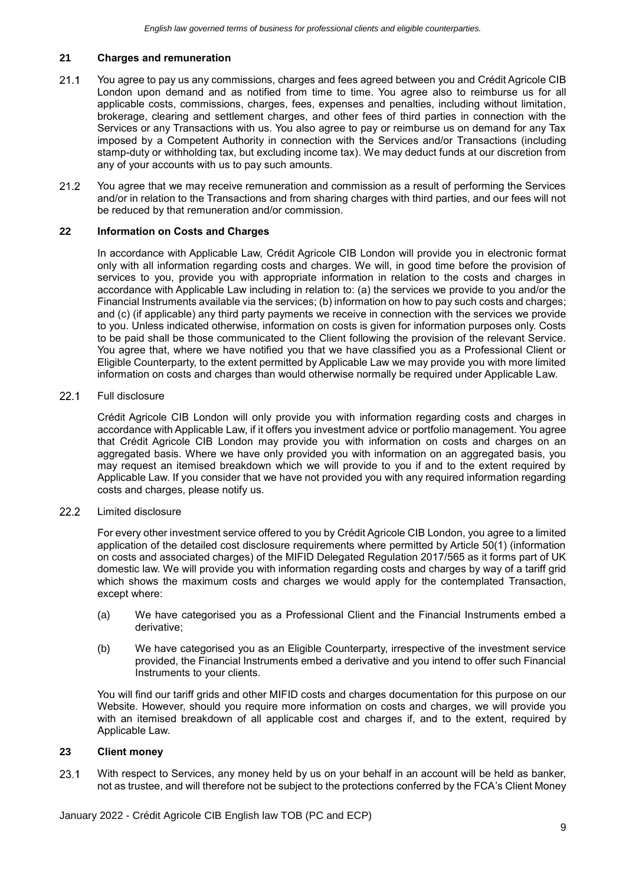## 21 Charges and remuneration

21.1 You agree to pay us any commissions, charges and fees agreed between you and Crédit Agricole CIB London upon demand and as notified from time to time. You agree also to reimburse us for all applicable costs, commissions, charges, fees, expenses and penalties, including without limitation, brokerage, clearing and settlement charges, and other fees of third parties in connection with the Services or any Transactions with us. You also agree to pay or reimburse us on demand for any Tax imposed by a Competent Authority in connection with the Services and/or Transactions (including stamp-duty or withholding tax, but excluding income tax). We may deduct funds at our discretion from any of your accounts with us to pay such amounts.

21.2 You agree that we may receive remuneration and commission as a result of performing the Services and/or in relation to the Transactions and from sharing charges with third parties, and our fees will not be reduced by that remuneration and/or commission.

## 22 Information on Costs and Charges

In accordance with Applicable Law, Crédit Agricole CIB London will provide you in electronic format only with all information regarding costs and charges. We will, in good time before the provision of services to you, provide you with appropriate information in relation to the costs and charges in accordance with Applicable Law including in relation to: (a) the services we provide to you and/or the Financial Instruments available via the services; (b) information on how to pay such costs and charges; and (c) (if applicable) any third party payments we receive in connection with the services we provide to you. Unless indicated otherwise, information on costs is given for information purposes only. Costs to be paid shall be those communicated to the Client following the provision of the relevant Service. You agree that, where we have notified you that we have classified you as a Professional Client or Eligible Counterparty, to the extent permitted by Applicable Law we may provide you with more limited information on costs and charges than would otherwise normally be required under Applicable Law.

22.1 Full disclosure

Crédit Agricole CIB London will only provide you with information regarding costs and charges in accordance with Applicable Law, if it offers you investment advice or portfolio management. You agree that Crédit Agricole CIB London may provide you with information on costs and charges on an aggregated basis. Where we have only provided you with information on an aggregated basis, you may request an itemised breakdown which we will provide to you if and to the extent required by Applicable Law. If you consider that we have not provided you with any required information regarding costs and charges, please notify us.

22.2 Limited disclosure

For every other investment service offered to you by Crédit Agricole CIB London, you agree to a limited application of the detailed cost disclosure requirements where permitted by Article 50(1) (information on costs and associated charges) of the MIFID Delegated Regulation 2017/565 as it forms part of UK domestic law. We will provide you with information regarding costs and charges by way of a tariff grid which shows the maximum costs and charges we would apply for the contemplated Transaction, except where:

(a) We have categorised you as a Professional Client and the Financial Instruments embed a derivative;

(b) We have categorised you as an Eligible Counterparty, irrespective of the investment service provided, the Financial Instruments embed a derivative and you intend to offer such Financial Instruments to your clients.

You will find our tariff grids and other MIFID costs and charges documentation for this purpose on our Website. However, should you require more information on costs and charges, we will provide you with an itemised breakdown of all applicable cost and charges if, and to the extent, required by Applicable Law.

## 23 Client money

23.1 With respect to Services, any money held by us on your behalf in an account will be held as banker, not as trustee, and will therefore not be subject to the protections conferred by the FCA's Client Money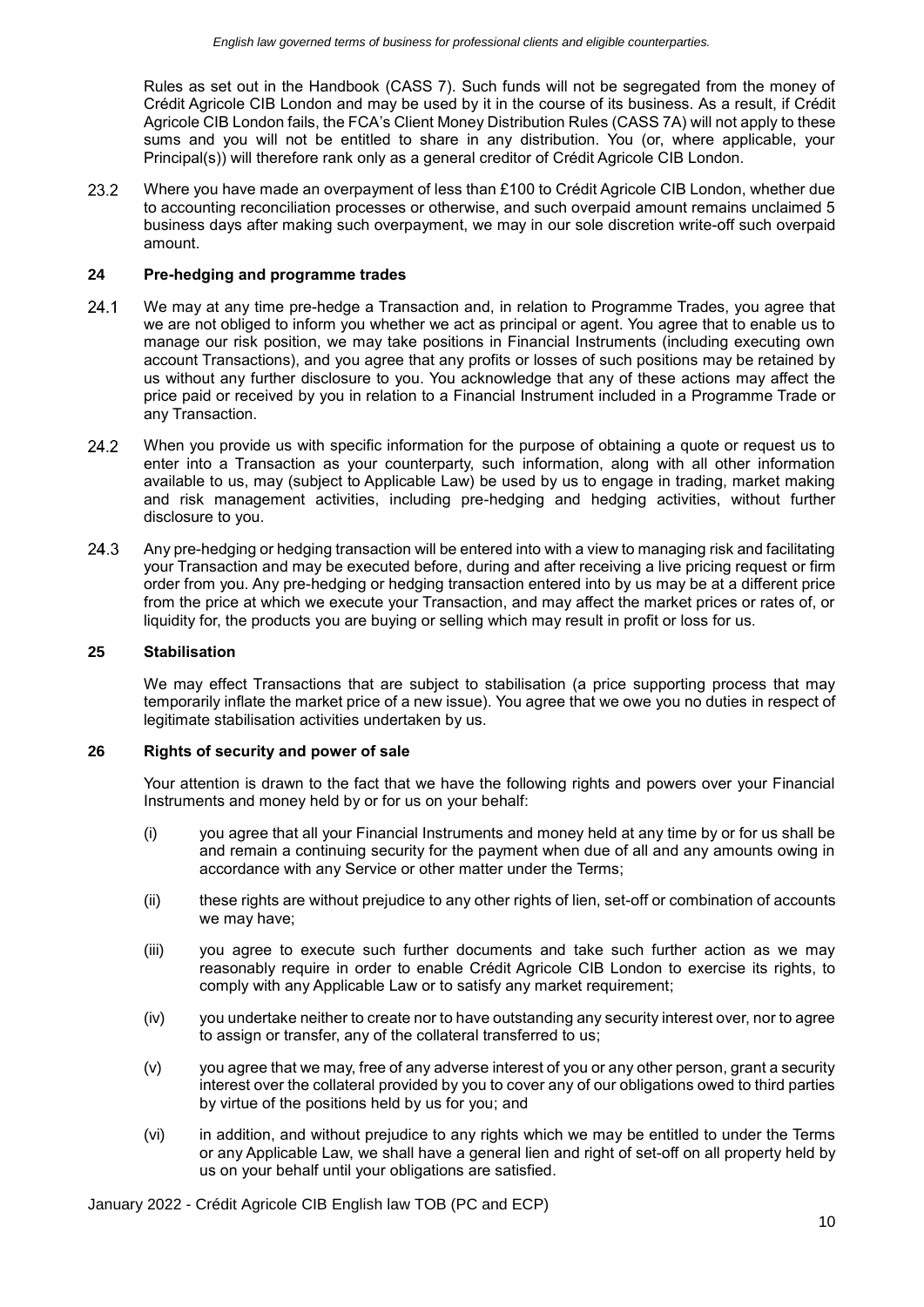Rules as set out in the Handbook (CASS 7). Such funds will not be segregated from the money of Crédit Agricole CIB London and may be used by it in the course of its business. As a result, if Crédit Agricole CIB London fails, the FCA's Client Money Distribution Rules (CASS 7A) will not apply to these sums and you will not be entitled to share in any distribution. You (or, where applicable, your Principal(s)) will therefore rank only as a general creditor of Crédit Agricole CIB London.

23.2 Where you have made an overpayment of less than £100 to Crédit Agricole CIB London, whether due to accounting reconciliation processes or otherwise, and such overpaid amount remains unclaimed 5 business days after making such overpayment, we may in our sole discretion write-off such overpaid amount.

## 24 Pre-hedging and programme trades

24.1 We may at any time pre-hedge a Transaction and, in relation to Programme Trades, you agree that we are not obliged to inform you whether we act as principal or agent. You agree that to enable us to manage our risk position, we may take positions in Financial Instruments (including executing own account Transactions), and you agree that any profits or losses of such positions may be retained by us without any further disclosure to you. You acknowledge that any of these actions may affect the price paid or received by you in relation to a Financial Instrument included in a Programme Trade or any Transaction.

24.2 When you provide us with specific information for the purpose of obtaining a quote or request us to enter into a Transaction as your counterparty, such information, along with all other information available to us, may (subject to Applicable Law) be used by us to engage in trading, market making and risk management activities, including pre-hedging and hedging activities, without further disclosure to you.

24.3 Any pre-hedging or hedging transaction will be entered into with a view to managing risk and facilitating your Transaction and may be executed before, during and after receiving a live pricing request or firm order from you. Any pre-hedging or hedging transaction entered into by us may be at a different price from the price at which we execute your Transaction, and may affect the market prices or rates of, or liquidity for, the products you are buying or selling which may result in profit or loss for us.

## 25 Stabilisation

We may effect Transactions that are subject to stabilisation (a price supporting process that may temporarily inflate the market price of a new issue). You agree that we owe you no duties in respect of legitimate stabilisation activities undertaken by us.

## 26 Rights of security and power of sale

Your attention is drawn to the fact that we have the following rights and powers over your Financial Instruments and money held by or for us on your behalf:

(i) you agree that all your Financial Instruments and money held at any time by or for us shall be and remain a continuing security for the payment when due of all and any amounts owing in accordance with any Service or other matter under the Terms;

(ii) these rights are without prejudice to any other rights of lien, set-off or combination of accounts we may have;

(iii) you agree to execute such further documents and take such further action as we may reasonably require in order to enable Crédit Agricole CIB London to exercise its rights, to comply with any Applicable Law or to satisfy any market requirement;

(iv) you undertake neither to create nor to have outstanding any security interest over, nor to agree to assign or transfer, any of the collateral transferred to us;

(v) you agree that we may, free of any adverse interest of you or any other person, grant a security interest over the collateral provided by you to cover any of our obligations owed to third parties by virtue of the positions held by us for you; and

(vi) in addition, and without prejudice to any rights which we may be entitled to under the Terms or any Applicable Law, we shall have a general lien and right of set-off on all property held by us on your behalf until your obligations are satisfied.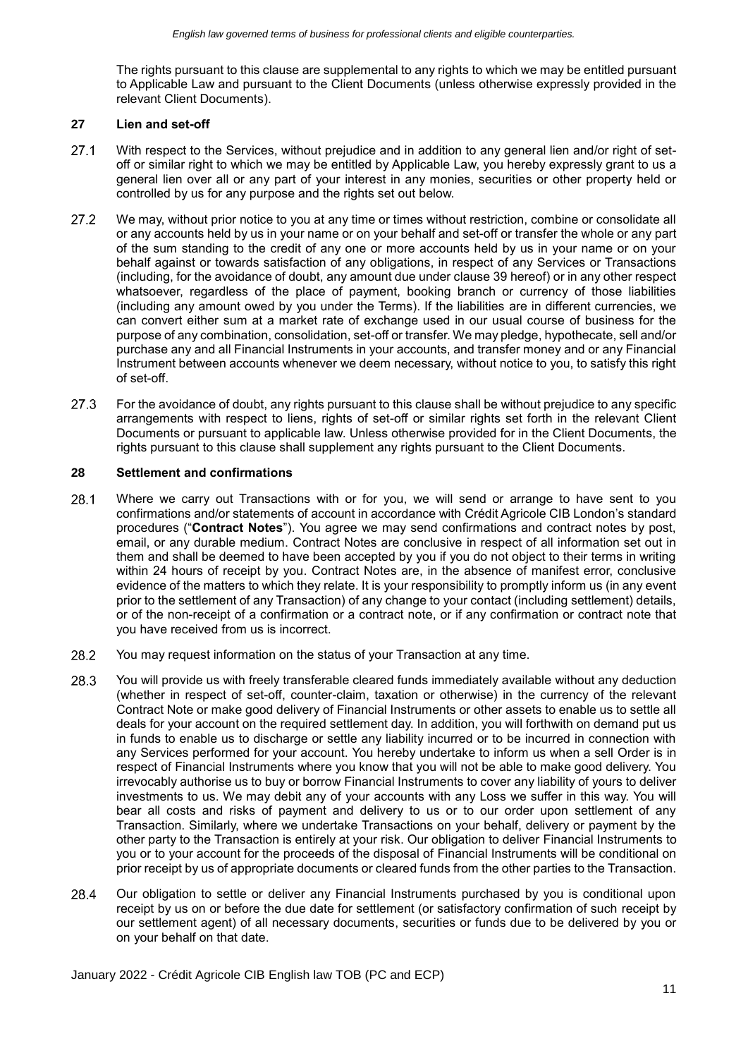The rights pursuant to this clause are supplemental to any rights to which we may be entitled pursuant to Applicable Law and pursuant to the Client Documents (unless otherwise expressly provided in the relevant Client Documents).

## 27 Lien and set-off

27.1 With respect to the Services, without prejudice and in addition to any general lien and/or right of set-off or similar right to which we may be entitled by Applicable Law, you hereby expressly grant to us a general lien over all or any part of your interest in any monies, securities or other property held or controlled by us for any purpose and the rights set out below.

27.2 We may, without prior notice to you at any time or times without restriction, combine or consolidate all or any accounts held by us in your name or on your behalf and set-off or transfer the whole or any part of the sum standing to the credit of any one or more accounts held by us in your name or on your behalf against or towards satisfaction of any obligations, in respect of any Services or Transactions (including, for the avoidance of doubt, any amount due under clause 39 hereof) or in any other respect whatsoever, regardless of the place of payment, booking branch or currency of those liabilities (including any amount owed by you under the Terms). If the liabilities are in different currencies, we can convert either sum at a market rate of exchange used in our usual course of business for the purpose of any combination, consolidation, set-off or transfer. We may pledge, hypothecate, sell and/or purchase any and all Financial Instruments in your accounts, and transfer money and or any Financial Instrument between accounts whenever we deem necessary, without notice to you, to satisfy this right of set-off.

27.3 For the avoidance of doubt, any rights pursuant to this clause shall be without prejudice to any specific arrangements with respect to liens, rights of set-off or similar rights set forth in the relevant Client Documents or pursuant to applicable law. Unless otherwise provided for in the Client Documents, the rights pursuant to this clause shall supplement any rights pursuant to the Client Documents.

## 28 Settlement and confirmations

28.1 Where we carry out Transactions with or for you, we will send or arrange to have sent to you confirmations and/or statements of account in accordance with Crédit Agricole CIB London's standard procedures ("**Contract Notes**"). You agree we may send confirmations and contract notes by post, email, or any durable medium. Contract Notes are conclusive in respect of all information set out in them and shall be deemed to have been accepted by you if you do not object to their terms in writing within 24 hours of receipt by you. Contract Notes are, in the absence of manifest error, conclusive evidence of the matters to which they relate. It is your responsibility to promptly inform us (in any event prior to the settlement of any Transaction) of any change to your contact (including settlement) details, or of the non-receipt of a confirmation or a contract note, or if any confirmation or contract note that you have received from us is incorrect.

28.2 You may request information on the status of your Transaction at any time.

28.3 You will provide us with freely transferable cleared funds immediately available without any deduction (whether in respect of set-off, counter-claim, taxation or otherwise) in the currency of the relevant Contract Note or make good delivery of Financial Instruments or other assets to enable us to settle all deals for your account on the required settlement day. In addition, you will forthwith on demand put us in funds to enable us to discharge or settle any liability incurred or to be incurred in connection with any Services performed for your account. You hereby undertake to inform us when a sell Order is in respect of Financial Instruments where you know that you will not be able to make good delivery. You irrevocably authorise us to buy or borrow Financial Instruments to cover any liability of yours to deliver investments to us. We may debit any of your accounts with any Loss we suffer in this way. You will bear all costs and risks of payment and delivery to us or to our order upon settlement of any Transaction. Similarly, where we undertake Transactions on your behalf, delivery or payment by the other party to the Transaction is entirely at your risk. Our obligation to deliver Financial Instruments to you or to your account for the proceeds of the disposal of Financial Instruments will be conditional on prior receipt by us of appropriate documents or cleared funds from the other parties to the Transaction.

28.4 Our obligation to settle or deliver any Financial Instruments purchased by you is conditional upon receipt by us on or before the due date for settlement (or satisfactory confirmation of such receipt by our settlement agent) of all necessary documents, securities or funds due to be delivered by you or on your behalf on that date.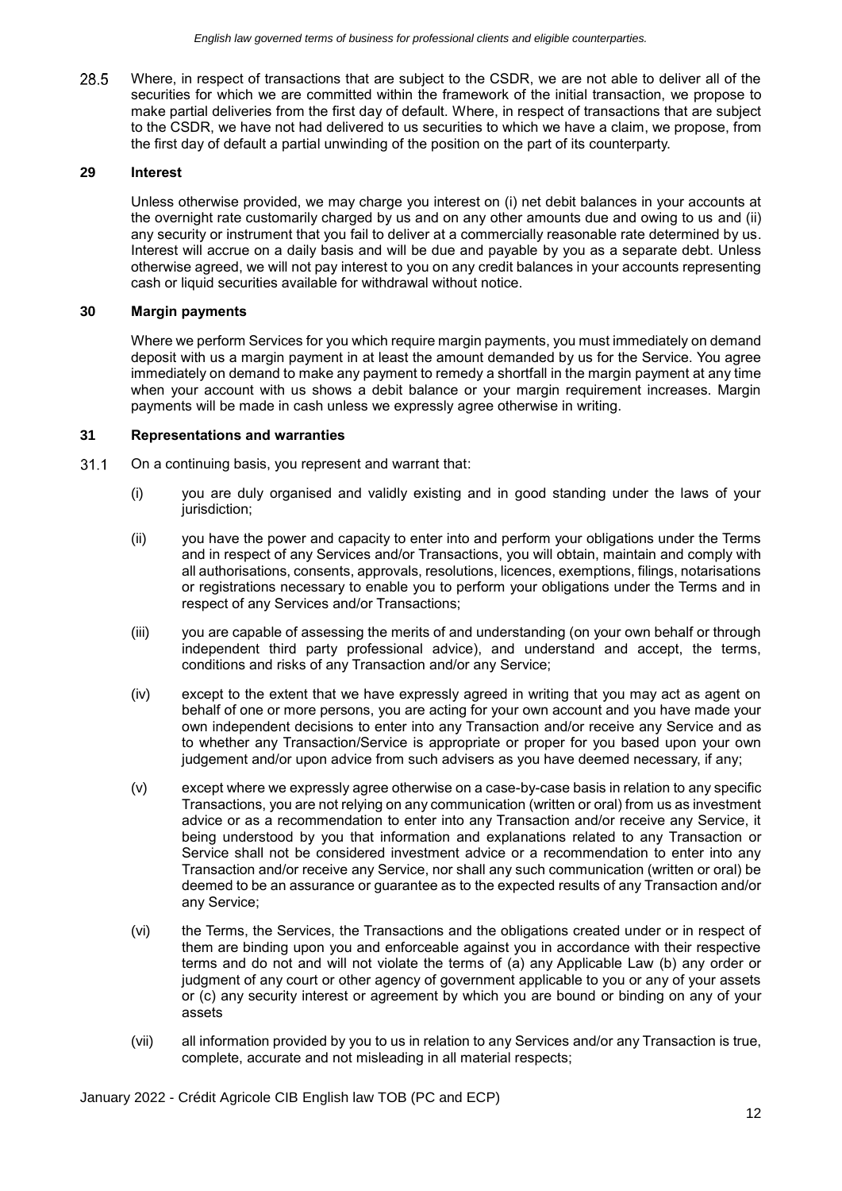28.5 Where, in respect of transactions that are subject to the CSDR, we are not able to deliver all of the securities for which we are committed within the framework of the initial transaction, we propose to make partial deliveries from the first day of default. Where, in respect of transactions that are subject to the CSDR, we have not had delivered to us securities to which we have a claim, we propose, from the first day of default a partial unwinding of the position on the part of its counterparty.

## 29 Interest

Unless otherwise provided, we may charge you interest on (i) net debit balances in your accounts at the overnight rate customarily charged by us and on any other amounts due and owing to us and (ii) any security or instrument that you fail to deliver at a commercially reasonable rate determined by us. Interest will accrue on a daily basis and will be due and payable by you as a separate debt. Unless otherwise agreed, we will not pay interest to you on any credit balances in your accounts representing cash or liquid securities available for withdrawal without notice.

## 30 Margin payments

Where we perform Services for you which require margin payments, you must immediately on demand deposit with us a margin payment in at least the amount demanded by us for the Service. You agree immediately on demand to make any payment to remedy a shortfall in the margin payment at any time when your account with us shows a debit balance or your margin requirement increases. Margin payments will be made in cash unless we expressly agree otherwise in writing.

## 31 Representations and warranties

31.1 On a continuing basis, you represent and warrant that:

(i) you are duly organised and validly existing and in good standing under the laws of your jurisdiction;

(ii) you have the power and capacity to enter into and perform your obligations under the Terms and in respect of any Services and/or Transactions, you will obtain, maintain and comply with all authorisations, consents, approvals, resolutions, licences, exemptions, filings, notarisations or registrations necessary to enable you to perform your obligations under the Terms and in respect of any Services and/or Transactions;

(iii) you are capable of assessing the merits of and understanding (on your own behalf or through independent third party professional advice), and understand and accept, the terms, conditions and risks of any Transaction and/or any Service;

(iv) except to the extent that we have expressly agreed in writing that you may act as agent on behalf of one or more persons, you are acting for your own account and you have made your own independent decisions to enter into any Transaction and/or receive any Service and as to whether any Transaction/Service is appropriate or proper for you based upon your own judgement and/or upon advice from such advisers as you have deemed necessary, if any;

(v) except where we expressly agree otherwise on a case-by-case basis in relation to any specific Transactions, you are not relying on any communication (written or oral) from us as investment advice or as a recommendation to enter into any Transaction and/or receive any Service, it being understood by you that information and explanations related to any Transaction or Service shall not be considered investment advice or a recommendation to enter into any Transaction and/or receive any Service, nor shall any such communication (written or oral) be deemed to be an assurance or guarantee as to the expected results of any Transaction and/or any Service;

(vi) the Terms, the Services, the Transactions and the obligations created under or in respect of them are binding upon you and enforceable against you in accordance with their respective terms and do not and will not violate the terms of (a) any Applicable Law (b) any order or judgment of any court or other agency of government applicable to you or any of your assets or (c) any security interest or agreement by which you are bound or binding on any of your assets

(vii) all information provided by you to us in relation to any Services and/or any Transaction is true, complete, accurate and not misleading in all material respects;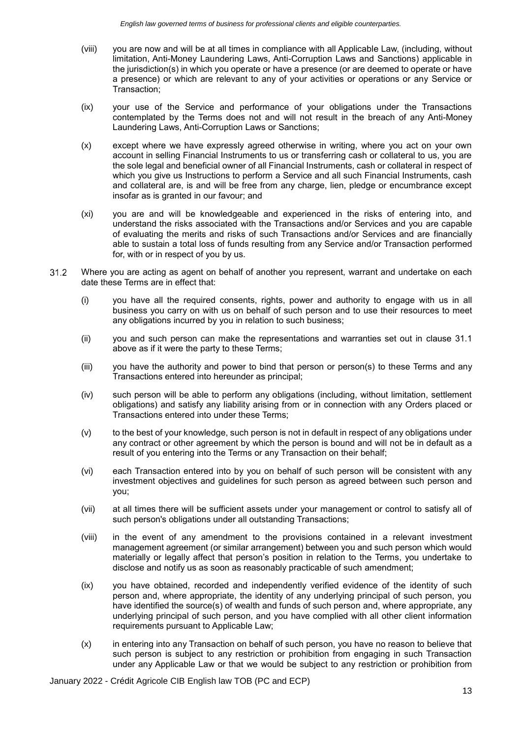(viii) you are now and will be at all times in compliance with all Applicable Law, (including, without limitation, Anti-Money Laundering Laws, Anti-Corruption Laws and Sanctions) applicable in the jurisdiction(s) in which you operate or have a presence (or are deemed to operate or have a presence) or which are relevant to any of your activities or operations or any Service or Transaction;

(ix) your use of the Service and performance of your obligations under the Transactions contemplated by the Terms does not and will not result in the breach of any Anti-Money Laundering Laws, Anti-Corruption Laws or Sanctions;

(x) except where we have expressly agreed otherwise in writing, where you act on your own account in selling Financial Instruments to us or transferring cash or collateral to us, you are the sole legal and beneficial owner of all Financial Instruments, cash or collateral in respect of which you give us Instructions to perform a Service and all such Financial Instruments, cash and collateral are, is and will be free from any charge, lien, pledge or encumbrance except insofar as is granted in our favour; and

(xi) you are and will be knowledgeable and experienced in the risks of entering into, and understand the risks associated with the Transactions and/or Services and you are capable of evaluating the merits and risks of such Transactions and/or Services and are financially able to sustain a total loss of funds resulting from any Service and/or Transaction performed for, with or in respect of you by us.

31.2 Where you are acting as agent on behalf of another you represent, warrant and undertake on each date these Terms are in effect that:

(i) you have all the required consents, rights, power and authority to engage with us in all business you carry on with us on behalf of such person and to use their resources to meet any obligations incurred by you in relation to such business;

(ii) you and such person can make the representations and warranties set out in clause 31.1 above as if it were the party to these Terms;

(iii) you have the authority and power to bind that person or person(s) to these Terms and any Transactions entered into hereunder as principal;

(iv) such person will be able to perform any obligations (including, without limitation, settlement obligations) and satisfy any liability arising from or in connection with any Orders placed or Transactions entered into under these Terms;

(v) to the best of your knowledge, such person is not in default in respect of any obligations under any contract or other agreement by which the person is bound and will not be in default as a result of you entering into the Terms or any Transaction on their behalf;

(vi) each Transaction entered into by you on behalf of such person will be consistent with any investment objectives and guidelines for such person as agreed between such person and you;

(vii) at all times there will be sufficient assets under your management or control to satisfy all of such person's obligations under all outstanding Transactions;

(viii) in the event of any amendment to the provisions contained in a relevant investment management agreement (or similar arrangement) between you and such person which would materially or legally affect that person's position in relation to the Terms, you undertake to disclose and notify us as soon as reasonably practicable of such amendment;

(ix) you have obtained, recorded and independently verified evidence of the identity of such person and, where appropriate, the identity of any underlying principal of such person, you have identified the source(s) of wealth and funds of such person and, where appropriate, any underlying principal of such person, and you have complied with all other client information requirements pursuant to Applicable Law;

(x) in entering into any Transaction on behalf of such person, you have no reason to believe that such person is subject to any restriction or prohibition from engaging in such Transaction under any Applicable Law or that we would be subject to any restriction or prohibition from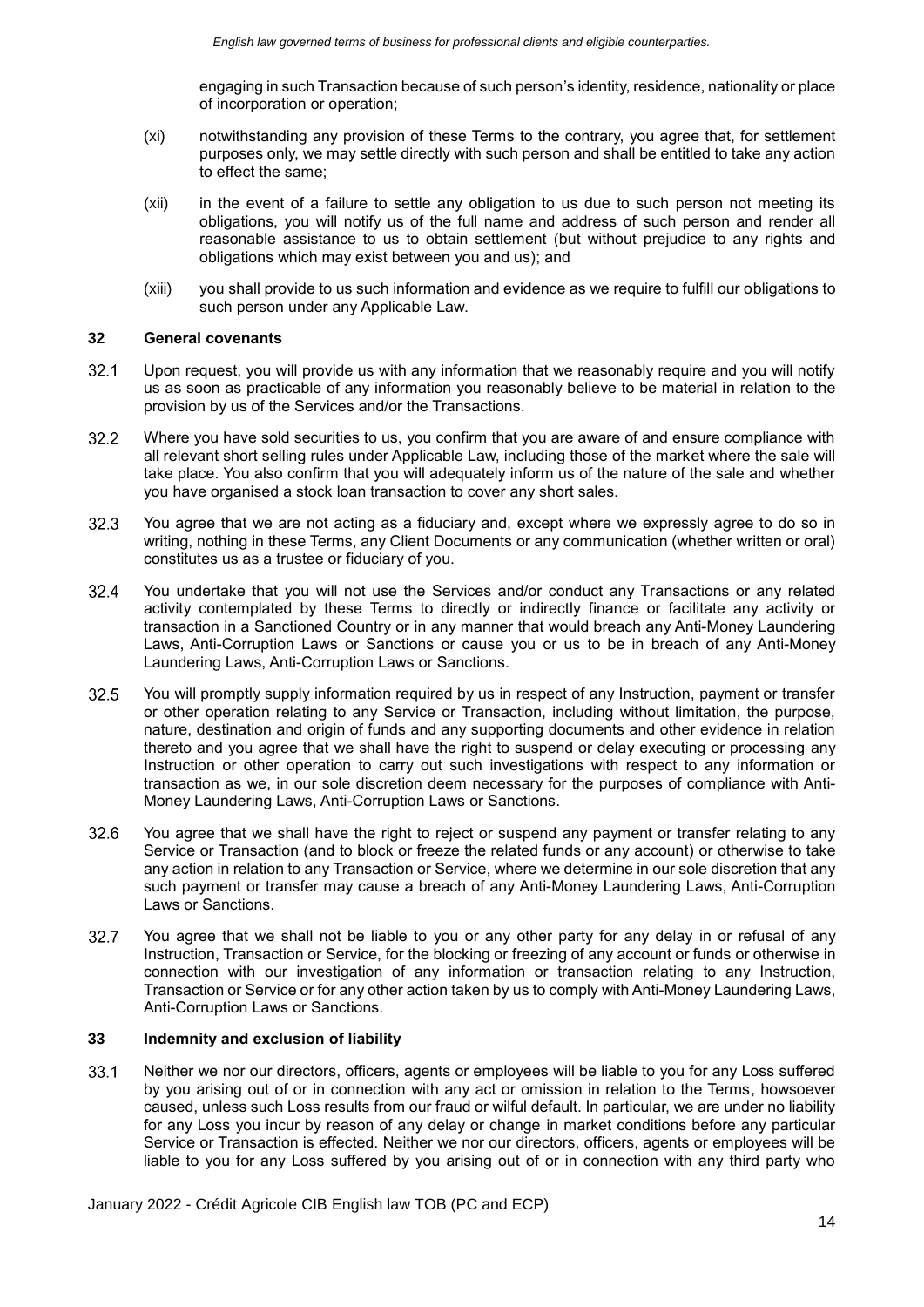engaging in such Transaction because of such person's identity, residence, nationality or place of incorporation or operation;

(xi) notwithstanding any provision of these Terms to the contrary, you agree that, for settlement purposes only, we may settle directly with such person and shall be entitled to take any action to effect the same;

(xii) in the event of a failure to settle any obligation to us due to such person not meeting its obligations, you will notify us of the full name and address of such person and render all reasonable assistance to us to obtain settlement (but without prejudice to any rights and obligations which may exist between you and us); and

(xiii) you shall provide to us such information and evidence as we require to fulfill our obligations to such person under any Applicable Law.

## 32 General covenants

32.1 Upon request, you will provide us with any information that we reasonably require and you will notify us as soon as practicable of any information you reasonably believe to be material in relation to the provision by us of the Services and/or the Transactions.

32.2 Where you have sold securities to us, you confirm that you are aware of and ensure compliance with all relevant short selling rules under Applicable Law, including those of the market where the sale will take place. You also confirm that you will adequately inform us of the nature of the sale and whether you have organised a stock loan transaction to cover any short sales.

32.3 You agree that we are not acting as a fiduciary and, except where we expressly agree to do so in writing, nothing in these Terms, any Client Documents or any communication (whether written or oral) constitutes us as a trustee or fiduciary of you.

32.4 You undertake that you will not use the Services and/or conduct any Transactions or any related activity contemplated by these Terms to directly or indirectly finance or facilitate any activity or transaction in a Sanctioned Country or in any manner that would breach any Anti-Money Laundering Laws, Anti-Corruption Laws or Sanctions or cause you or us to be in breach of any Anti-Money Laundering Laws, Anti-Corruption Laws or Sanctions.

32.5 You will promptly supply information required by us in respect of any Instruction, payment or transfer or other operation relating to any Service or Transaction, including without limitation, the purpose, nature, destination and origin of funds and any supporting documents and other evidence in relation thereto and you agree that we shall have the right to suspend or delay executing or processing any Instruction or other operation to carry out such investigations with respect to any information or transaction as we, in our sole discretion deem necessary for the purposes of compliance with Anti-Money Laundering Laws, Anti-Corruption Laws or Sanctions.

32.6 You agree that we shall have the right to reject or suspend any payment or transfer relating to any Service or Transaction (and to block or freeze the related funds or any account) or otherwise to take any action in relation to any Transaction or Service, where we determine in our sole discretion that any such payment or transfer may cause a breach of any Anti-Money Laundering Laws, Anti-Corruption Laws or Sanctions.

32.7 You agree that we shall not be liable to you or any other party for any delay in or refusal of any Instruction, Transaction or Service, for the blocking or freezing of any account or funds or otherwise in connection with our investigation of any information or transaction relating to any Instruction, Transaction or Service or for any other action taken by us to comply with Anti-Money Laundering Laws, Anti-Corruption Laws or Sanctions.

## 33 Indemnity and exclusion of liability

33.1 Neither we nor our directors, officers, agents or employees will be liable to you for any Loss suffered by you arising out of or in connection with any act or omission in relation to the Terms, howsoever caused, unless such Loss results from our fraud or wilful default. In particular, we are under no liability for any Loss you incur by reason of any delay or change in market conditions before any particular Service or Transaction is effected. Neither we nor our directors, officers, agents or employees will be liable to you for any Loss suffered by you arising out of or in connection with any third party who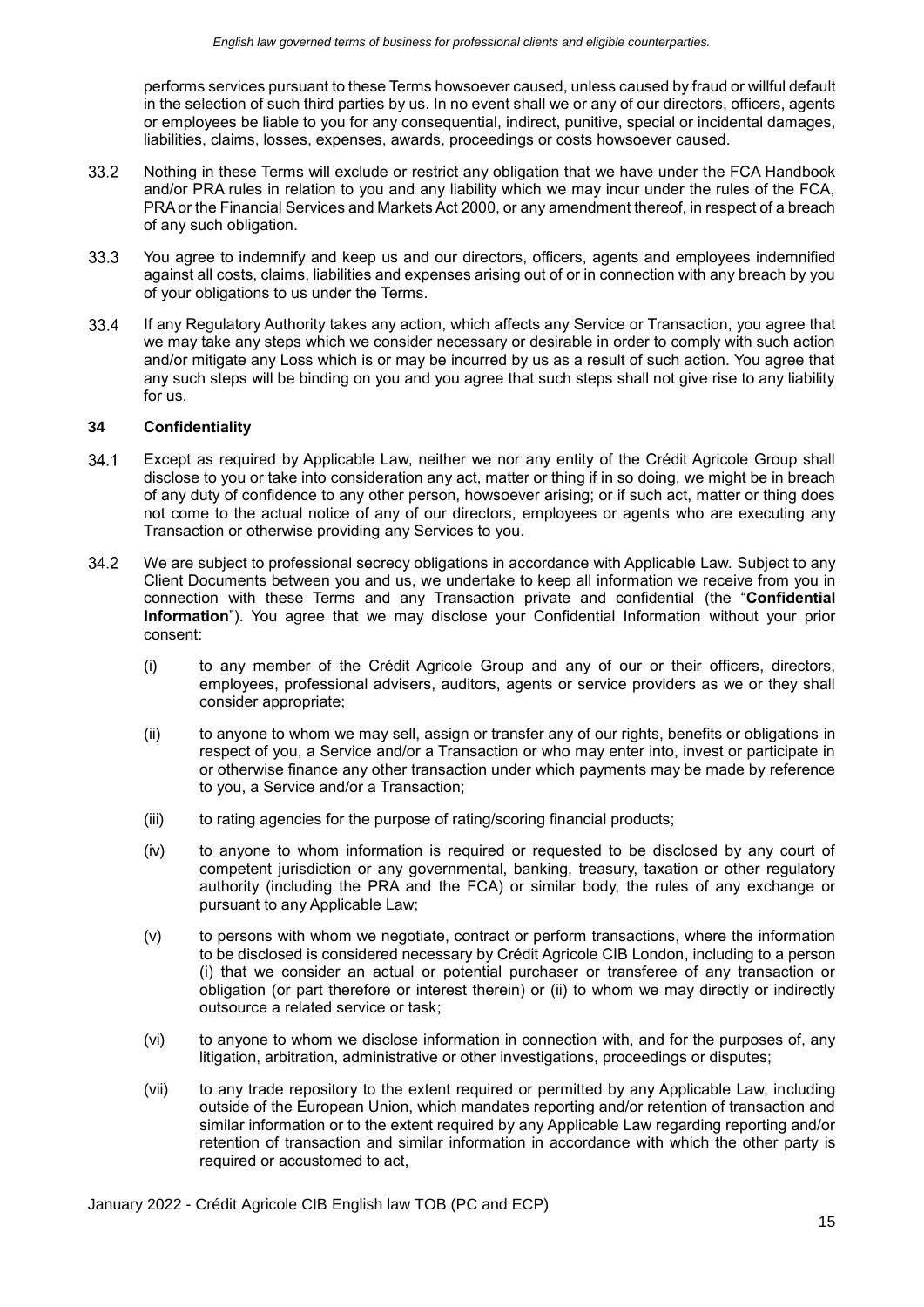performs services pursuant to these Terms howsoever caused, unless caused by fraud or willful default in the selection of such third parties by us. In no event shall we or any of our directors, officers, agents or employees be liable to you for any consequential, indirect, punitive, special or incidental damages, liabilities, claims, losses, expenses, awards, proceedings or costs howsoever caused.

33.2 Nothing in these Terms will exclude or restrict any obligation that we have under the FCA Handbook and/or PRA rules in relation to you and any liability which we may incur under the rules of the FCA, PRA or the Financial Services and Markets Act 2000, or any amendment thereof, in respect of a breach of any such obligation.

33.3 You agree to indemnify and keep us and our directors, officers, agents and employees indemnified against all costs, claims, liabilities and expenses arising out of or in connection with any breach by you of your obligations to us under the Terms.

33.4 If any Regulatory Authority takes any action, which affects any Service or Transaction, you agree that we may take any steps which we consider necessary or desirable in order to comply with such action and/or mitigate any Loss which is or may be incurred by us as a result of such action. You agree that any such steps will be binding on you and you agree that such steps shall not give rise to any liability for us.

## 34 Confidentiality

34.1 Except as required by Applicable Law, neither we nor any entity of the Crédit Agricole Group shall disclose to you or take into consideration any act, matter or thing if in so doing, we might be in breach of any duty of confidence to any other person, howsoever arising; or if such act, matter or thing does not come to the actual notice of any of our directors, employees or agents who are executing any Transaction or otherwise providing any Services to you.

34.2 We are subject to professional secrecy obligations in accordance with Applicable Law. Subject to any Client Documents between you and us, we undertake to keep all information we receive from you in connection with these Terms and any Transaction private and confidential (the "**Confidential Information**"). You agree that we may disclose your Confidential Information without your prior consent:

(i) to any member of the Crédit Agricole Group and any of our or their officers, directors, employees, professional advisers, auditors, agents or service providers as we or they shall consider appropriate;

(ii) to anyone to whom we may sell, assign or transfer any of our rights, benefits or obligations in respect of you, a Service and/or a Transaction or who may enter into, invest or participate in or otherwise finance any other transaction under which payments may be made by reference to you, a Service and/or a Transaction;

(iii) to rating agencies for the purpose of rating/scoring financial products;

(iv) to anyone to whom information is required or requested to be disclosed by any court of competent jurisdiction or any governmental, banking, treasury, taxation or other regulatory authority (including the PRA and the FCA) or similar body, the rules of any exchange or pursuant to any Applicable Law;

(v) to persons with whom we negotiate, contract or perform transactions, where the information to be disclosed is considered necessary by Crédit Agricole CIB London, including to a person (i) that we consider an actual or potential purchaser or transferee of any transaction or obligation (or part therefore or interest therein) or (ii) to whom we may directly or indirectly outsource a related service or task;

(vi) to anyone to whom we disclose information in connection with, and for the purposes of, any litigation, arbitration, administrative or other investigations, proceedings or disputes;

(vii) to any trade repository to the extent required or permitted by any Applicable Law, including outside of the European Union, which mandates reporting and/or retention of transaction and similar information or to the extent required by any Applicable Law regarding reporting and/or retention of transaction and similar information in accordance with which the other party is required or accustomed to act,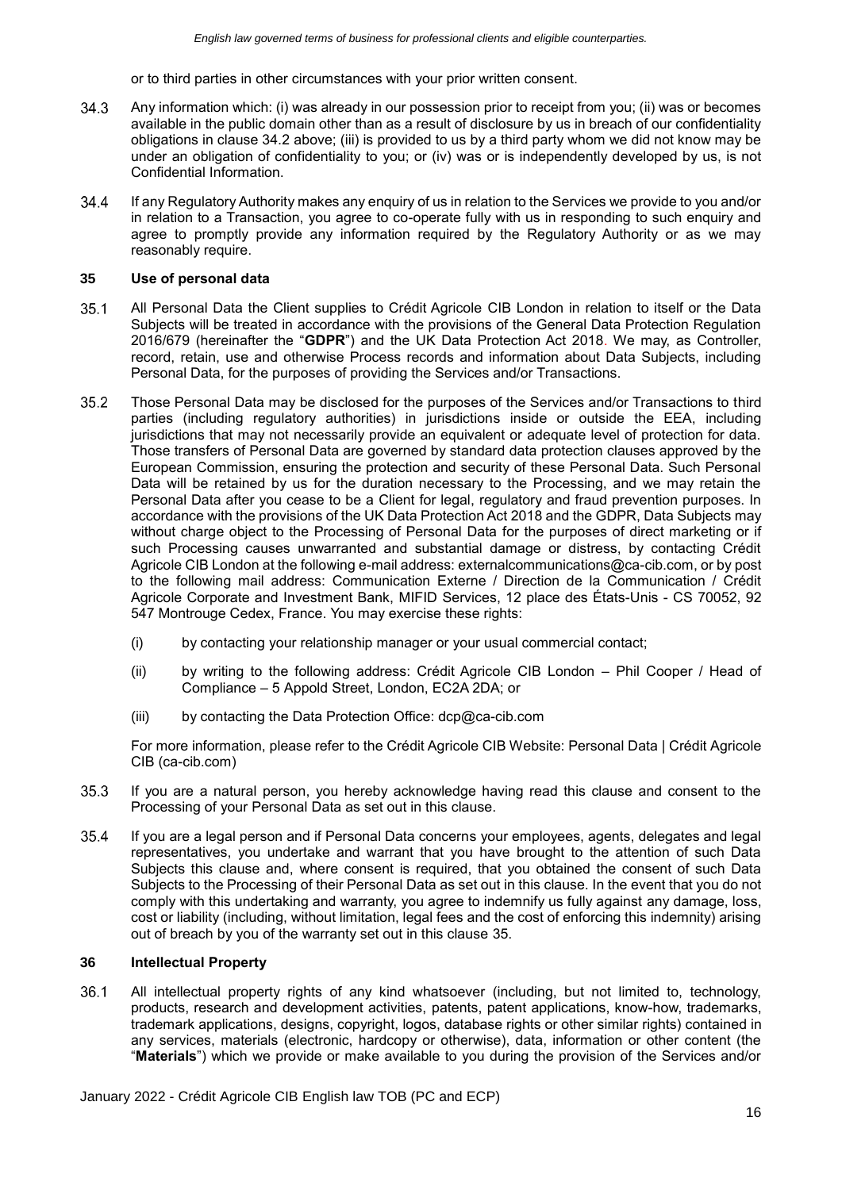or to third parties in other circumstances with your prior written consent.

34.3 Any information which: (i) was already in our possession prior to receipt from you; (ii) was or becomes available in the public domain other than as a result of disclosure by us in breach of our confidentiality obligations in clause 34.2 above; (iii) is provided to us by a third party whom we did not know may be under an obligation of confidentiality to you; or (iv) was or is independently developed by us, is not Confidential Information.

34.4 If any Regulatory Authority makes any enquiry of us in relation to the Services we provide to you and/or in relation to a Transaction, you agree to co-operate fully with us in responding to such enquiry and agree to promptly provide any information required by the Regulatory Authority or as we may reasonably require.

## 35 Use of personal data

35.1 All Personal Data the Client supplies to Crédit Agricole CIB London in relation to itself or the Data Subjects will be treated in accordance with the provisions of the General Data Protection Regulation 2016/679 (hereinafter the "**GDPR**") and the UK Data Protection Act 2018. We may, as Controller, record, retain, use and otherwise Process records and information about Data Subjects, including Personal Data, for the purposes of providing the Services and/or Transactions.

35.2 Those Personal Data may be disclosed for the purposes of the Services and/or Transactions to third parties (including regulatory authorities) in jurisdictions inside or outside the EEA, including jurisdictions that may not necessarily provide an equivalent or adequate level of protection for data. Those transfers of Personal Data are governed by standard data protection clauses approved by the European Commission, ensuring the protection and security of these Personal Data. Such Personal Data will be retained by us for the duration necessary to the Processing, and we may retain the Personal Data after you cease to be a Client for legal, regulatory and fraud prevention purposes. In accordance with the provisions of the UK Data Protection Act 2018 and the GDPR, Data Subjects may without charge object to the Processing of Personal Data for the purposes of direct marketing or if such Processing causes unwarranted and substantial damage or distress, by contacting Crédit Agricole CIB London at the following e-mail address: externalcommunications@ca-cib.com, or by post to the following mail address: Communication Externe / Direction de la Communication / Crédit Agricole Corporate and Investment Bank, MIFID Services, 12 place des États-Unis - CS 70052, 92 547 Montrouge Cedex, France. You may exercise these rights:

(i) by contacting your relationship manager or your usual commercial contact;

(ii) by writing to the following address: Crédit Agricole CIB London – Phil Cooper / Head of Compliance – 5 Appold Street, London, EC2A 2DA; or

(iii) by contacting the Data Protection Office: dcp@ca-cib.com

For more information, please refer to the Crédit Agricole CIB Website: Personal Data | Crédit Agricole CIB (ca-cib.com)

35.3 If you are a natural person, you hereby acknowledge having read this clause and consent to the Processing of your Personal Data as set out in this clause.

35.4 If you are a legal person and if Personal Data concerns your employees, agents, delegates and legal representatives, you undertake and warrant that you have brought to the attention of such Data Subjects this clause and, where consent is required, that you obtained the consent of such Data Subjects to the Processing of their Personal Data as set out in this clause. In the event that you do not comply with this undertaking and warranty, you agree to indemnify us fully against any damage, loss, cost or liability (including, without limitation, legal fees and the cost of enforcing this indemnity) arising out of breach by you of the warranty set out in this clause 35.

## 36 Intellectual Property

36.1 All intellectual property rights of any kind whatsoever (including, but not limited to, technology, products, research and development activities, patents, patent applications, know-how, trademarks, trademark applications, designs, copyright, logos, database rights or other similar rights) contained in any services, materials (electronic, hardcopy or otherwise), data, information or other content (the "**Materials**") which we provide or make available to you during the provision of the Services and/or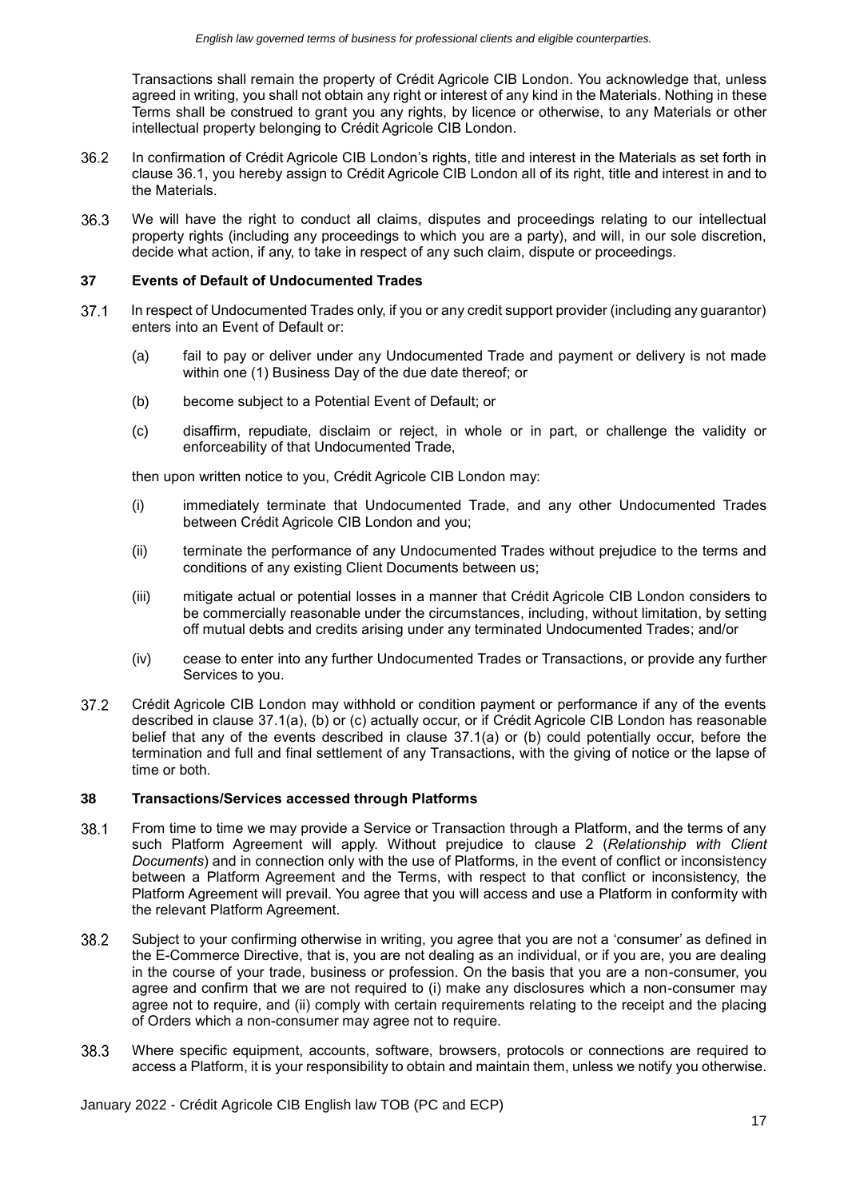Transactions shall remain the property of Crédit Agricole CIB London. You acknowledge that, unless agreed in writing, you shall not obtain any right or interest of any kind in the Materials. Nothing in these Terms shall be construed to grant you any rights, by licence or otherwise, to any Materials or other intellectual property belonging to Crédit Agricole CIB London.

36.2 In confirmation of Crédit Agricole CIB London's rights, title and interest in the Materials as set forth in clause 36.1, you hereby assign to Crédit Agricole CIB London all of its right, title and interest in and to the Materials.

36.3 We will have the right to conduct all claims, disputes and proceedings relating to our intellectual property rights (including any proceedings to which you are a party), and will, in our sole discretion, decide what action, if any, to take in respect of any such claim, dispute or proceedings.

### 37 Events of Default of Undocumented Trades

37.1 In respect of Undocumented Trades only, if you or any credit support provider (including any guarantor) enters into an Event of Default or:

(a) fail to pay or deliver under any Undocumented Trade and payment or delivery is not made within one (1) Business Day of the due date thereof; or

(b) become subject to a Potential Event of Default; or

(c) disaffirm, repudiate, disclaim or reject, in whole or in part, or challenge the validity or enforceability of that Undocumented Trade,

then upon written notice to you, Crédit Agricole CIB London may:

(i) immediately terminate that Undocumented Trade, and any other Undocumented Trades between Crédit Agricole CIB London and you;

(ii) terminate the performance of any Undocumented Trades without prejudice to the terms and conditions of any existing Client Documents between us;

(iii) mitigate actual or potential losses in a manner that Crédit Agricole CIB London considers to be commercially reasonable under the circumstances, including, without limitation, by setting off mutual debts and credits arising under any terminated Undocumented Trades; and/or

(iv) cease to enter into any further Undocumented Trades or Transactions, or provide any further Services to you.

37.2 Crédit Agricole CIB London may withhold or condition payment or performance if any of the events described in clause 37.1(a), (b) or (c) actually occur, or if Crédit Agricole CIB London has reasonable belief that any of the events described in clause 37.1(a) or (b) could potentially occur, before the termination and full and final settlement of any Transactions, with the giving of notice or the lapse of time or both.

### 38 Transactions/Services accessed through Platforms

38.1 From time to time we may provide a Service or Transaction through a Platform, and the terms of any such Platform Agreement will apply. Without prejudice to clause 2 (*Relationship with Client Documents*) and in connection only with the use of Platforms, in the event of conflict or inconsistency between a Platform Agreement and the Terms, with respect to that conflict or inconsistency, the Platform Agreement will prevail. You agree that you will access and use a Platform in conformity with the relevant Platform Agreement.

38.2 Subject to your confirming otherwise in writing, you agree that you are not a 'consumer' as defined in the E-Commerce Directive, that is, you are not dealing as an individual, or if you are, you are dealing in the course of your trade, business or profession. On the basis that you are a non-consumer, you agree and confirm that we are not required to (i) make any disclosures which a non-consumer may agree not to require, and (ii) comply with certain requirements relating to the receipt and the placing of Orders which a non-consumer may agree not to require.

38.3 Where specific equipment, accounts, software, browsers, protocols or connections are required to access a Platform, it is your responsibility to obtain and maintain them, unless we notify you otherwise.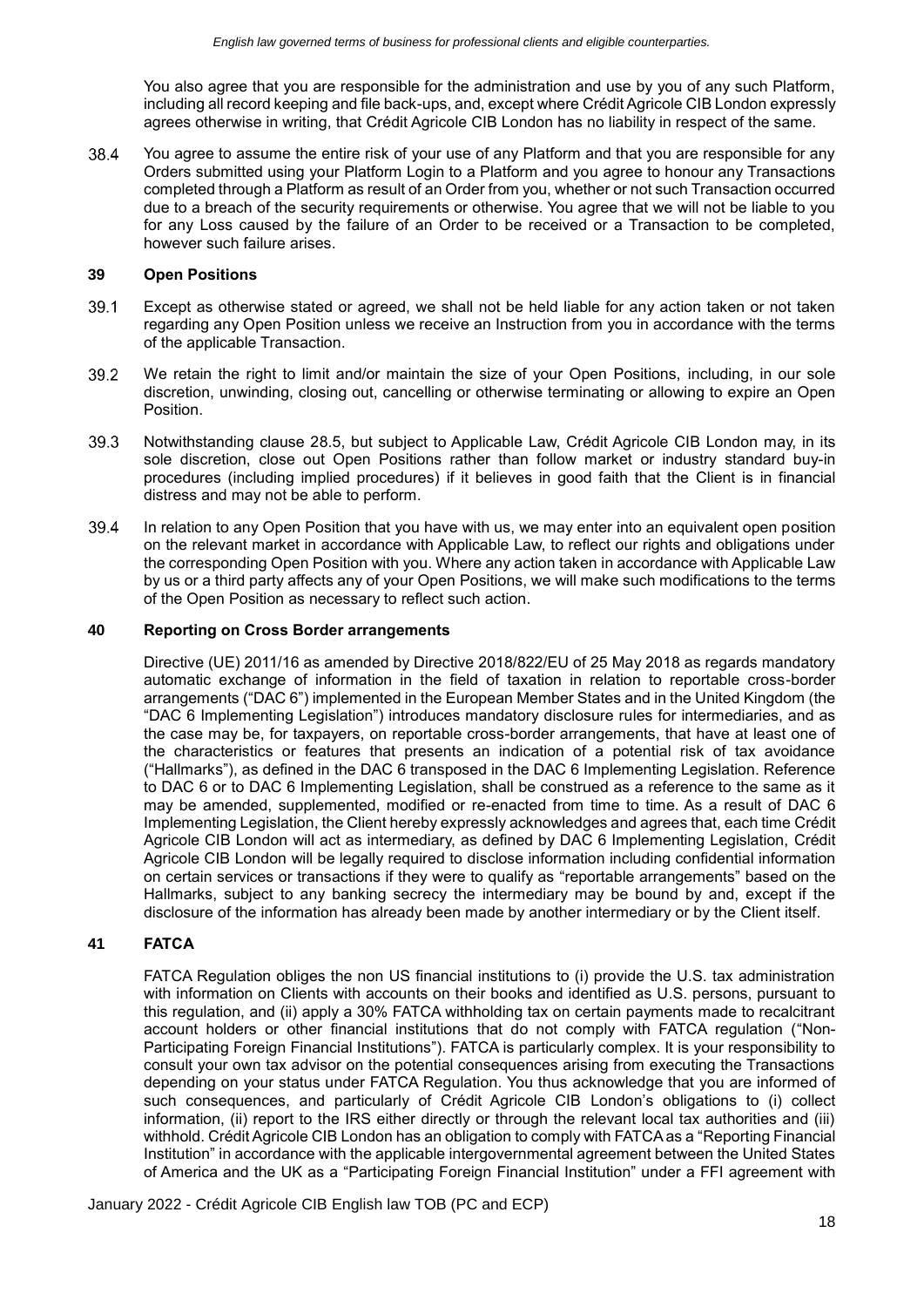You also agree that you are responsible for the administration and use by you of any such Platform, including all record keeping and file back-ups, and, except where Crédit Agricole CIB London expressly agrees otherwise in writing, that Crédit Agricole CIB London has no liability in respect of the same.

38.4 You agree to assume the entire risk of your use of any Platform and that you are responsible for any Orders submitted using your Platform Login to a Platform and you agree to honour any Transactions completed through a Platform as result of an Order from you, whether or not such Transaction occurred due to a breach of the security requirements or otherwise. You agree that we will not be liable to you for any Loss caused by the failure of an Order to be received or a Transaction to be completed, however such failure arises.

## 39 Open Positions

39.1 Except as otherwise stated or agreed, we shall not be held liable for any action taken or not taken regarding any Open Position unless we receive an Instruction from you in accordance with the terms of the applicable Transaction.

39.2 We retain the right to limit and/or maintain the size of your Open Positions, including, in our sole discretion, unwinding, closing out, cancelling or otherwise terminating or allowing to expire an Open Position.

39.3 Notwithstanding clause 28.5, but subject to Applicable Law, Crédit Agricole CIB London may, in its sole discretion, close out Open Positions rather than follow market or industry standard buy-in procedures (including implied procedures) if it believes in good faith that the Client is in financial distress and may not be able to perform.

39.4 In relation to any Open Position that you have with us, we may enter into an equivalent open position on the relevant market in accordance with Applicable Law, to reflect our rights and obligations under the corresponding Open Position with you. Where any action taken in accordance with Applicable Law by us or a third party affects any of your Open Positions, we will make such modifications to the terms of the Open Position as necessary to reflect such action.

## 40 Reporting on Cross Border arrangements

Directive (UE) 2011/16 as amended by Directive 2018/822/EU of 25 May 2018 as regards mandatory automatic exchange of information in the field of taxation in relation to reportable cross-border arrangements ("DAC 6") implemented in the European Member States and in the United Kingdom (the "DAC 6 Implementing Legislation") introduces mandatory disclosure rules for intermediaries, and as the case may be, for taxpayers, on reportable cross-border arrangements, that have at least one of the characteristics or features that presents an indication of a potential risk of tax avoidance ("Hallmarks"), as defined in the DAC 6 transposed in the DAC 6 Implementing Legislation. Reference to DAC 6 or to DAC 6 Implementing Legislation, shall be construed as a reference to the same as it may be amended, supplemented, modified or re-enacted from time to time. As a result of DAC 6 Implementing Legislation, the Client hereby expressly acknowledges and agrees that, each time Crédit Agricole CIB London will act as intermediary, as defined by DAC 6 Implementing Legislation, Crédit Agricole CIB London will be legally required to disclose information including confidential information on certain services or transactions if they were to qualify as "reportable arrangements" based on the Hallmarks, subject to any banking secrecy the intermediary may be bound by and, except if the disclosure of the information has already been made by another intermediary or by the Client itself.

## 41 FATCA

FATCA Regulation obliges the non US financial institutions to (i) provide the U.S. tax administration with information on Clients with accounts on their books and identified as U.S. persons, pursuant to this regulation, and (ii) apply a 30% FATCA withholding tax on certain payments made to recalcitrant account holders or other financial institutions that do not comply with FATCA regulation ("Non-Participating Foreign Financial Institutions"). FATCA is particularly complex. It is your responsibility to consult your own tax advisor on the potential consequences arising from executing the Transactions depending on your status under FATCA Regulation. You thus acknowledge that you are informed of such consequences, and particularly of Crédit Agricole CIB London's obligations to (i) collect information, (ii) report to the IRS either directly or through the relevant local tax authorities and (iii) withhold. Crédit Agricole CIB London has an obligation to comply with FATCA as a "Reporting Financial Institution" in accordance with the applicable intergovernmental agreement between the United States of America and the UK as a "Participating Foreign Financial Institution" under a FFI agreement with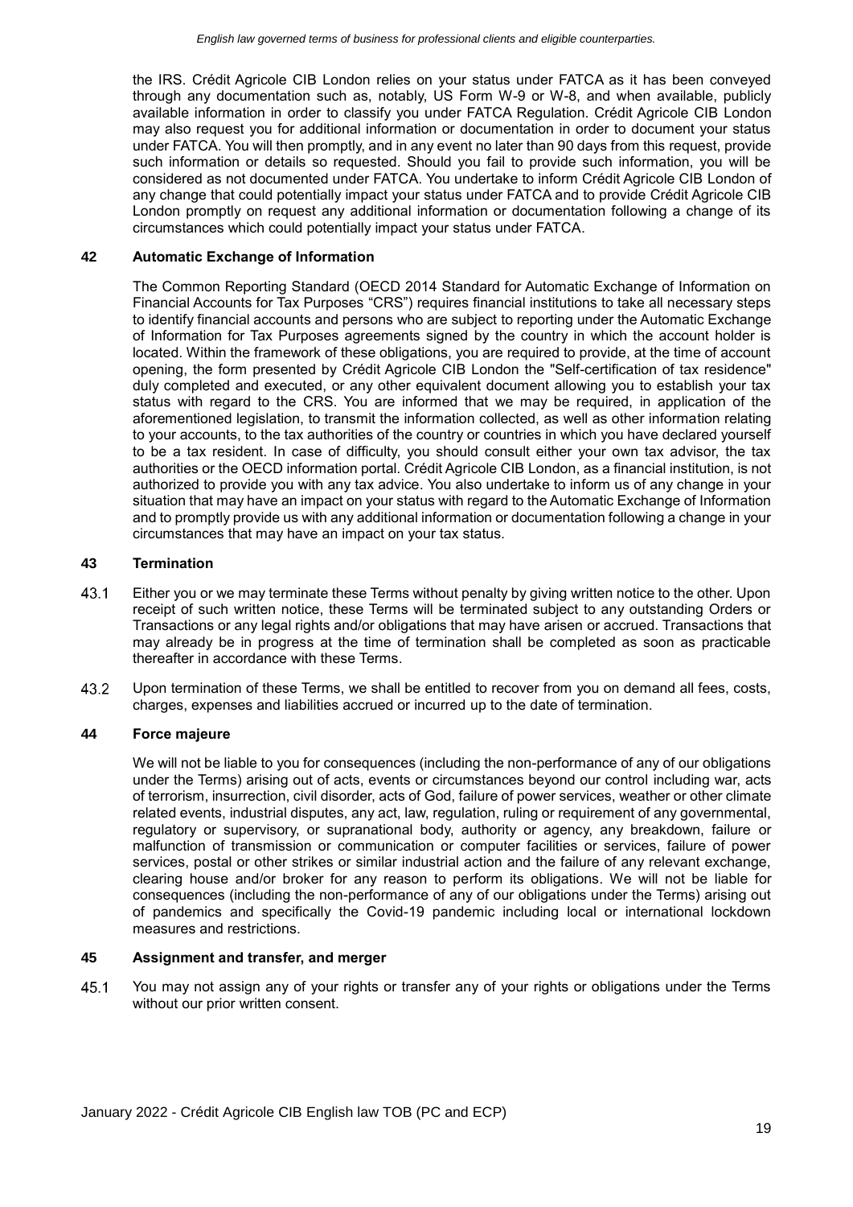the IRS. Crédit Agricole CIB London relies on your status under FATCA as it has been conveyed through any documentation such as, notably, US Form W-9 or W-8, and when available, publicly available information in order to classify you under FATCA Regulation. Crédit Agricole CIB London may also request you for additional information or documentation in order to document your status under FATCA. You will then promptly, and in any event no later than 90 days from this request, provide such information or details so requested. Should you fail to provide such information, you will be considered as not documented under FATCA. You undertake to inform Crédit Agricole CIB London of any change that could potentially impact your status under FATCA and to provide Crédit Agricole CIB London promptly on request any additional information or documentation following a change of its circumstances which could potentially impact your status under FATCA.

## 42 Automatic Exchange of Information

The Common Reporting Standard (OECD 2014 Standard for Automatic Exchange of Information on Financial Accounts for Tax Purposes "CRS") requires financial institutions to take all necessary steps to identify financial accounts and persons who are subject to reporting under the Automatic Exchange of Information for Tax Purposes agreements signed by the country in which the account holder is located. Within the framework of these obligations, you are required to provide, at the time of account opening, the form presented by Crédit Agricole CIB London the "Self-certification of tax residence" duly completed and executed, or any other equivalent document allowing you to establish your tax status with regard to the CRS. You are informed that we may be required, in application of the aforementioned legislation, to transmit the information collected, as well as other information relating to your accounts, to the tax authorities of the country or countries in which you have declared yourself to be a tax resident. In case of difficulty, you should consult either your own tax advisor, the tax authorities or the OECD information portal. Crédit Agricole CIB London, as a financial institution, is not authorized to provide you with any tax advice. You also undertake to inform us of any change in your situation that may have an impact on your status with regard to the Automatic Exchange of Information and to promptly provide us with any additional information or documentation following a change in your circumstances that may have an impact on your tax status.

## 43 Termination

43.1 Either you or we may terminate these Terms without penalty by giving written notice to the other. Upon receipt of such written notice, these Terms will be terminated subject to any outstanding Orders or Transactions or any legal rights and/or obligations that may have arisen or accrued. Transactions that may already be in progress at the time of termination shall be completed as soon as practicable thereafter in accordance with these Terms.

43.2 Upon termination of these Terms, we shall be entitled to recover from you on demand all fees, costs, charges, expenses and liabilities accrued or incurred up to the date of termination.

## 44 Force majeure

We will not be liable to you for consequences (including the non-performance of any of our obligations under the Terms) arising out of acts, events or circumstances beyond our control including war, acts of terrorism, insurrection, civil disorder, acts of God, failure of power services, weather or other climate related events, industrial disputes, any act, law, regulation, ruling or requirement of any governmental, regulatory or supervisory, or supranational body, authority or agency, any breakdown, failure or malfunction of transmission or communication or computer facilities or services, failure of power services, postal or other strikes or similar industrial action and the failure of any relevant exchange, clearing house and/or broker for any reason to perform its obligations. We will not be liable for consequences (including the non-performance of any of our obligations under the Terms) arising out of pandemics and specifically the Covid-19 pandemic including local or international lockdown measures and restrictions.

## 45 Assignment and transfer, and merger

45.1 You may not assign any of your rights or transfer any of your rights or obligations under the Terms without our prior written consent.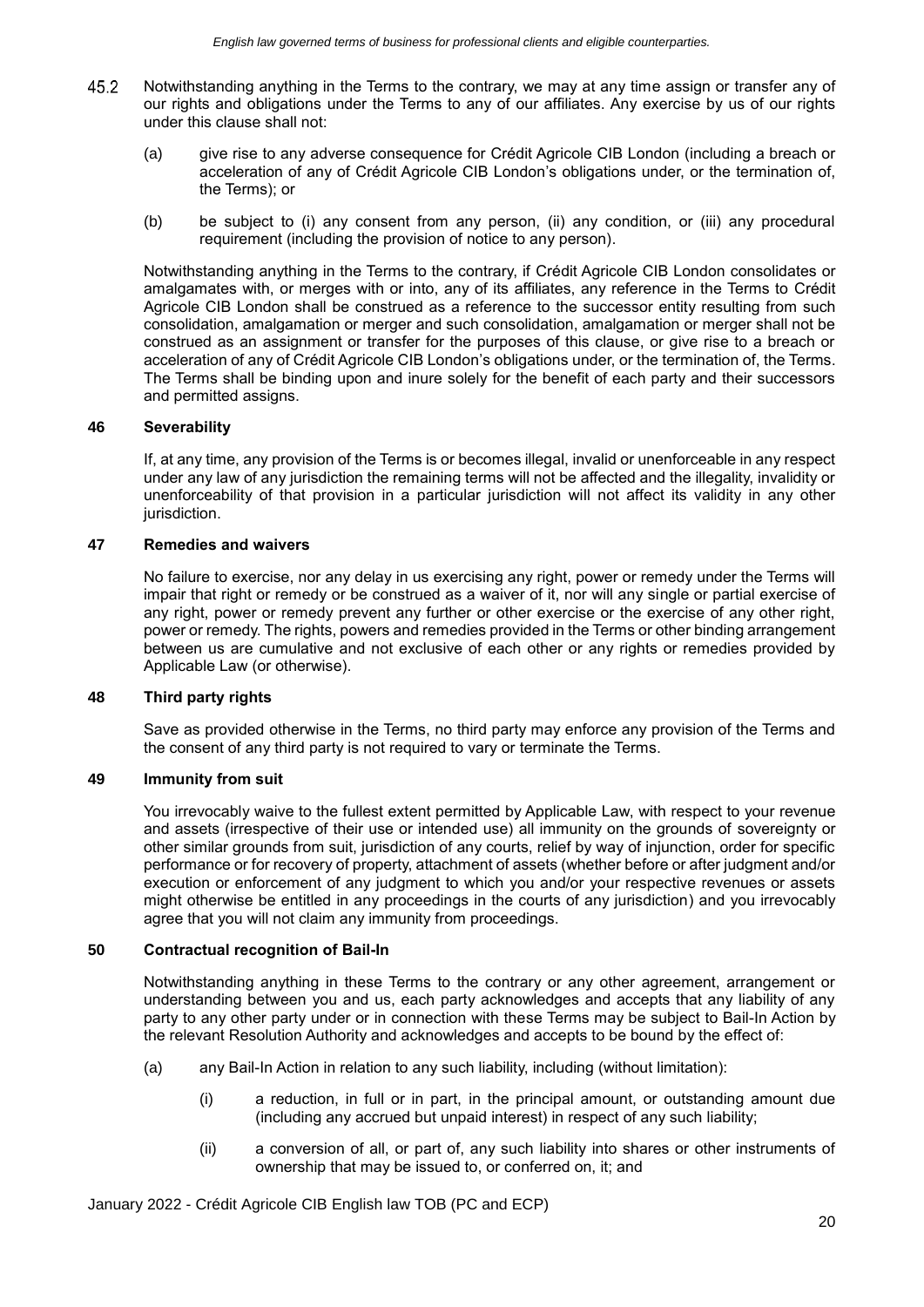45.2 Notwithstanding anything in the Terms to the contrary, we may at any time assign or transfer any of our rights and obligations under the Terms to any of our affiliates. Any exercise by us of our rights under this clause shall not:

(a) give rise to any adverse consequence for Crédit Agricole CIB London (including a breach or acceleration of any of Crédit Agricole CIB London's obligations under, or the termination of, the Terms); or

(b) be subject to (i) any consent from any person, (ii) any condition, or (iii) any procedural requirement (including the provision of notice to any person).

Notwithstanding anything in the Terms to the contrary, if Crédit Agricole CIB London consolidates or amalgamates with, or merges with or into, any of its affiliates, any reference in the Terms to Crédit Agricole CIB London shall be construed as a reference to the successor entity resulting from such consolidation, amalgamation or merger and such consolidation, amalgamation or merger shall not be construed as an assignment or transfer for the purposes of this clause, or give rise to a breach or acceleration of any of Crédit Agricole CIB London's obligations under, or the termination of, the Terms. The Terms shall be binding upon and inure solely for the benefit of each party and their successors and permitted assigns.

## 46 Severability

If, at any time, any provision of the Terms is or becomes illegal, invalid or unenforceable in any respect under any law of any jurisdiction the remaining terms will not be affected and the illegality, invalidity or unenforceability of that provision in a particular jurisdiction will not affect its validity in any other jurisdiction.

## 47 Remedies and waivers

No failure to exercise, nor any delay in us exercising any right, power or remedy under the Terms will impair that right or remedy or be construed as a waiver of it, nor will any single or partial exercise of any right, power or remedy prevent any further or other exercise or the exercise of any other right, power or remedy. The rights, powers and remedies provided in the Terms or other binding arrangement between us are cumulative and not exclusive of each other or any rights or remedies provided by Applicable Law (or otherwise).

## 48 Third party rights

Save as provided otherwise in the Terms, no third party may enforce any provision of the Terms and the consent of any third party is not required to vary or terminate the Terms.

## 49 Immunity from suit

You irrevocably waive to the fullest extent permitted by Applicable Law, with respect to your revenue and assets (irrespective of their use or intended use) all immunity on the grounds of sovereignty or other similar grounds from suit, jurisdiction of any courts, relief by way of injunction, order for specific performance or for recovery of property, attachment of assets (whether before or after judgment and/or execution or enforcement of any judgment to which you and/or your respective revenues or assets might otherwise be entitled in any proceedings in the courts of any jurisdiction) and you irrevocably agree that you will not claim any immunity from proceedings.

## 50 Contractual recognition of Bail-In

Notwithstanding anything in these Terms to the contrary or any other agreement, arrangement or understanding between you and us, each party acknowledges and accepts that any liability of any party to any other party under or in connection with these Terms may be subject to Bail-In Action by the relevant Resolution Authority and acknowledges and accepts to be bound by the effect of:

(a) any Bail-In Action in relation to any such liability, including (without limitation):

(i) a reduction, in full or in part, in the principal amount, or outstanding amount due (including any accrued but unpaid interest) in respect of any such liability;

(ii) a conversion of all, or part of, any such liability into shares or other instruments of ownership that may be issued to, or conferred on, it; and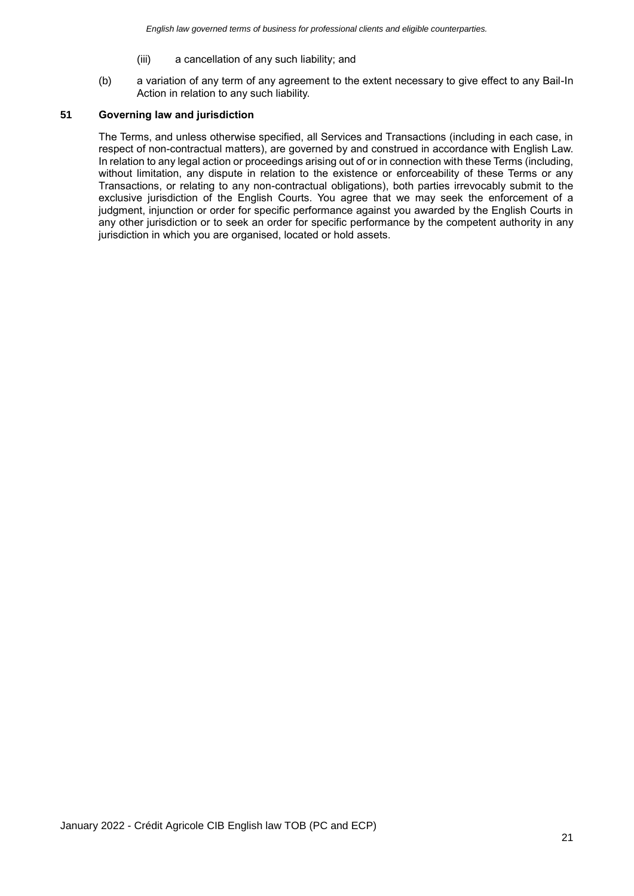(iii) a cancellation of any such liability; and

(b) a variation of any term of any agreement to the extent necessary to give effect to any Bail-In Action in relation to any such liability.

## 51 Governing law and jurisdiction

The Terms, and unless otherwise specified, all Services and Transactions (including in each case, in respect of non-contractual matters), are governed by and construed in accordance with English Law. In relation to any legal action or proceedings arising out of or in connection with these Terms (including, without limitation, any dispute in relation to the existence or enforceability of these Terms or any Transactions, or relating to any non-contractual obligations), both parties irrevocably submit to the exclusive jurisdiction of the English Courts. You agree that we may seek the enforcement of a judgment, injunction or order for specific performance against you awarded by the English Courts in any other jurisdiction or to seek an order for specific performance by the competent authority in any jurisdiction in which you are organised, located or hold assets.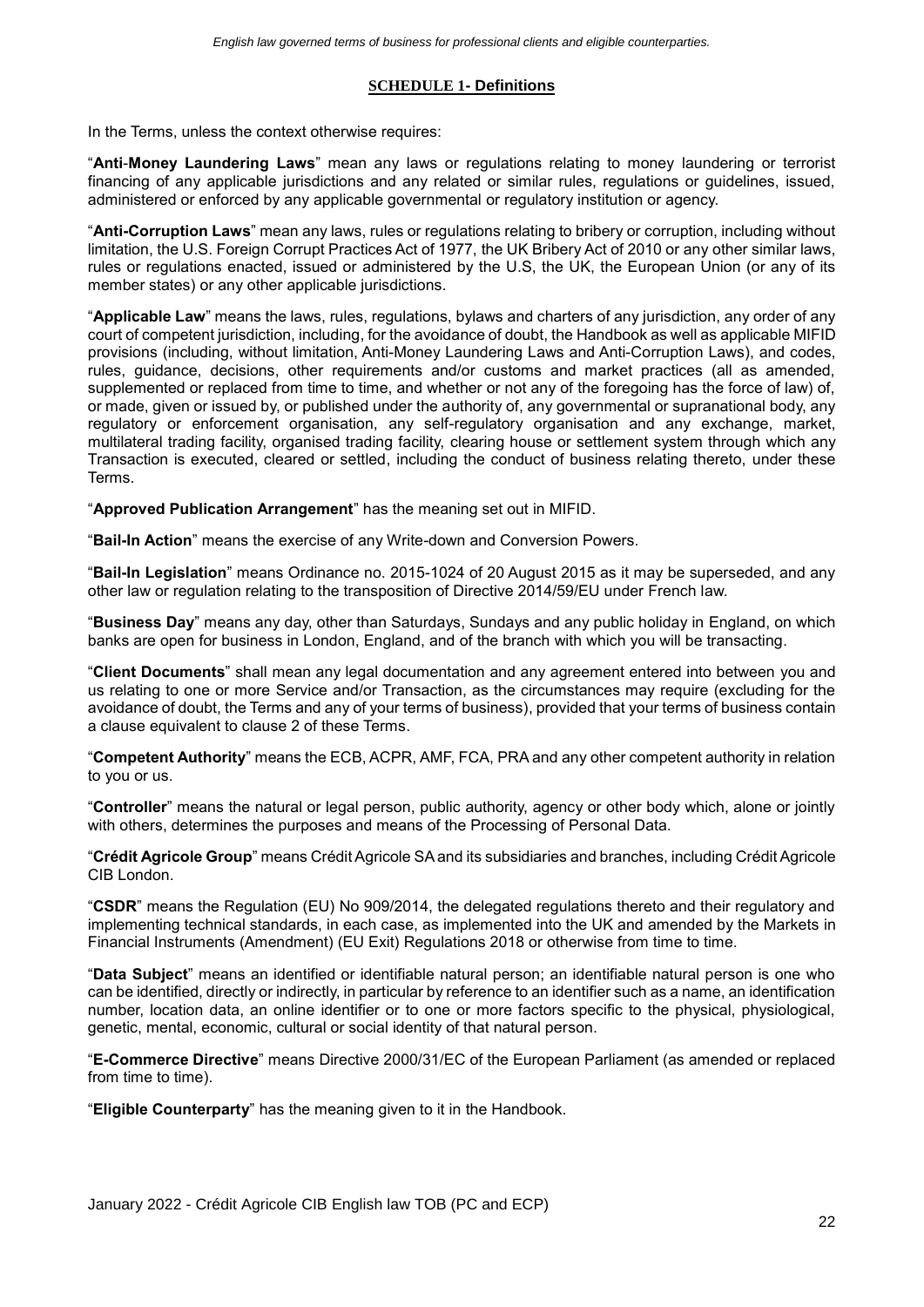## SCHEDULE 1- Definitions

In the Terms, unless the context otherwise requires:

"**Anti-Money Laundering Laws**" mean any laws or regulations relating to money laundering or terrorist financing of any applicable jurisdictions and any related or similar rules, regulations or guidelines, issued, administered or enforced by any applicable governmental or regulatory institution or agency.

"**Anti-Corruption Laws**" mean any laws, rules or regulations relating to bribery or corruption, including without limitation, the U.S. Foreign Corrupt Practices Act of 1977, the UK Bribery Act of 2010 or any other similar laws, rules or regulations enacted, issued or administered by the U.S, the UK, the European Union (or any of its member states) or any other applicable jurisdictions.

"**Applicable Law**" means the laws, rules, regulations, bylaws and charters of any jurisdiction, any order of any court of competent jurisdiction, including, for the avoidance of doubt, the Handbook as well as applicable MIFID provisions (including, without limitation, Anti-Money Laundering Laws and Anti-Corruption Laws), and codes, rules, guidance, decisions, other requirements and/or customs and market practices (all as amended, supplemented or replaced from time to time, and whether or not any of the foregoing has the force of law) of, or made, given or issued by, or published under the authority of, any governmental or supranational body, any regulatory or enforcement organisation, any self-regulatory organisation and any exchange, market, multilateral trading facility, organised trading facility, clearing house or settlement system through which any Transaction is executed, cleared or settled, including the conduct of business relating thereto, under these Terms.

"**Approved Publication Arrangement**" has the meaning set out in MIFID.

"**Bail-In Action**" means the exercise of any Write-down and Conversion Powers.

"**Bail-In Legislation**" means Ordinance no. 2015-1024 of 20 August 2015 as it may be superseded, and any other law or regulation relating to the transposition of Directive 2014/59/EU under French law.

"**Business Day**" means any day, other than Saturdays, Sundays and any public holiday in England, on which banks are open for business in London, England, and of the branch with which you will be transacting.

"**Client Documents**" shall mean any legal documentation and any agreement entered into between you and us relating to one or more Service and/or Transaction, as the circumstances may require (excluding for the avoidance of doubt, the Terms and any of your terms of business), provided that your terms of business contain a clause equivalent to clause 2 of these Terms.

"**Competent Authority**" means the ECB, ACPR, AMF, FCA, PRA and any other competent authority in relation to you or us.

"**Controller**" means the natural or legal person, public authority, agency or other body which, alone or jointly with others, determines the purposes and means of the Processing of Personal Data.

"**Crédit Agricole Group**" means Crédit Agricole SA and its subsidiaries and branches, including Crédit Agricole CIB London.

"**CSDR**" means the Regulation (EU) No 909/2014, the delegated regulations thereto and their regulatory and implementing technical standards, in each case, as implemented into the UK and amended by the Markets in Financial Instruments (Amendment) (EU Exit) Regulations 2018 or otherwise from time to time.

"**Data Subject**" means an identified or identifiable natural person; an identifiable natural person is one who can be identified, directly or indirectly, in particular by reference to an identifier such as a name, an identification number, location data, an online identifier or to one or more factors specific to the physical, physiological, genetic, mental, economic, cultural or social identity of that natural person.

"**E-Commerce Directive**" means Directive 2000/31/EC of the European Parliament (as amended or replaced from time to time).

"**Eligible Counterparty**" has the meaning given to it in the Handbook.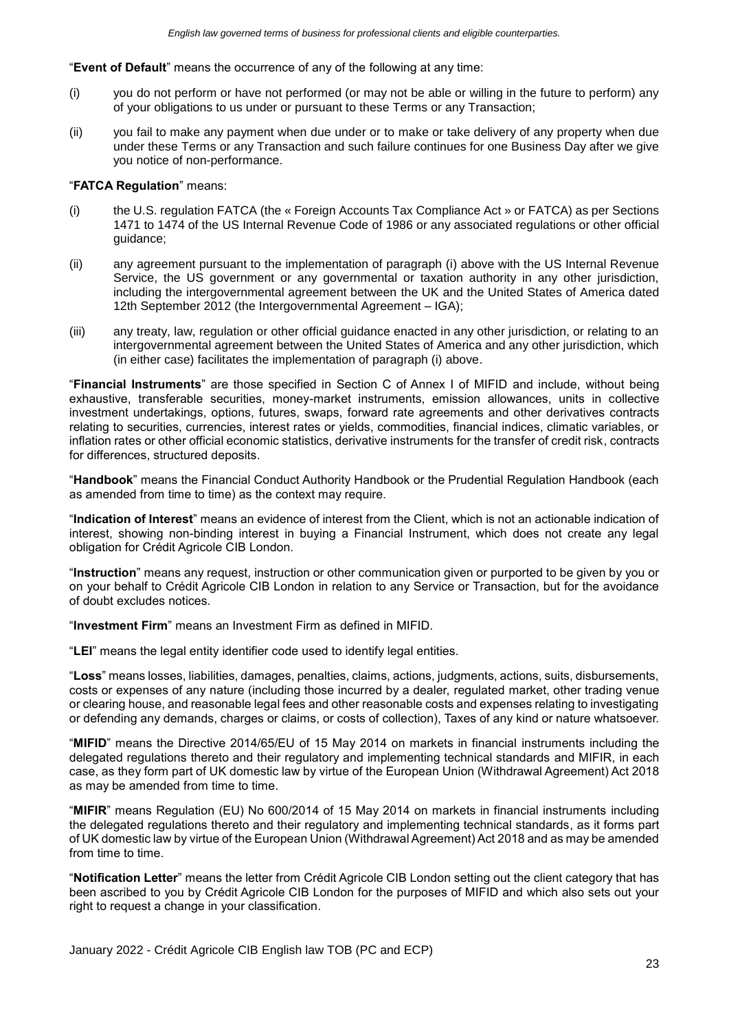"**Event of Default**" means the occurrence of any of the following at any time:

(i) you do not perform or have not performed (or may not be able or willing in the future to perform) any of your obligations to us under or pursuant to these Terms or any Transaction;

(ii) you fail to make any payment when due under or to make or take delivery of any property when due under these Terms or any Transaction and such failure continues for one Business Day after we give you notice of non-performance.

"**FATCA Regulation**" means:

(i) the U.S. regulation FATCA (the « Foreign Accounts Tax Compliance Act » or FATCA) as per Sections 1471 to 1474 of the US Internal Revenue Code of 1986 or any associated regulations or other official guidance;

(ii) any agreement pursuant to the implementation of paragraph (i) above with the US Internal Revenue Service, the US government or any governmental or taxation authority in any other jurisdiction, including the intergovernmental agreement between the UK and the United States of America dated 12th September 2012 (the Intergovernmental Agreement – IGA);

(iii) any treaty, law, regulation or other official guidance enacted in any other jurisdiction, or relating to an intergovernmental agreement between the United States of America and any other jurisdiction, which (in either case) facilitates the implementation of paragraph (i) above.

"**Financial Instruments**" are those specified in Section C of Annex I of MIFID and include, without being exhaustive, transferable securities, money-market instruments, emission allowances, units in collective investment undertakings, options, futures, swaps, forward rate agreements and other derivatives contracts relating to securities, currencies, interest rates or yields, commodities, financial indices, climatic variables, or inflation rates or other official economic statistics, derivative instruments for the transfer of credit risk, contracts for differences, structured deposits.

"**Handbook**" means the Financial Conduct Authority Handbook or the Prudential Regulation Handbook (each as amended from time to time) as the context may require.

"**Indication of Interest**" means an evidence of interest from the Client, which is not an actionable indication of interest, showing non-binding interest in buying a Financial Instrument, which does not create any legal obligation for Crédit Agricole CIB London.

"**Instruction**" means any request, instruction or other communication given or purported to be given by you or on your behalf to Crédit Agricole CIB London in relation to any Service or Transaction, but for the avoidance of doubt excludes notices.

"**Investment Firm**" means an Investment Firm as defined in MIFID.

"**LEI**" means the legal entity identifier code used to identify legal entities.

"**Loss**" means losses, liabilities, damages, penalties, claims, actions, judgments, actions, suits, disbursements, costs or expenses of any nature (including those incurred by a dealer, regulated market, other trading venue or clearing house, and reasonable legal fees and other reasonable costs and expenses relating to investigating or defending any demands, charges or claims, or costs of collection), Taxes of any kind or nature whatsoever.

"**MIFID**" means the Directive 2014/65/EU of 15 May 2014 on markets in financial instruments including the delegated regulations thereto and their regulatory and implementing technical standards and MIFIR, in each case, as they form part of UK domestic law by virtue of the European Union (Withdrawal Agreement) Act 2018 as may be amended from time to time.

"**MIFIR**" means Regulation (EU) No 600/2014 of 15 May 2014 on markets in financial instruments including the delegated regulations thereto and their regulatory and implementing technical standards, as it forms part of UK domestic law by virtue of the European Union (Withdrawal Agreement) Act 2018 and as may be amended from time to time.

"**Notification Letter**" means the letter from Crédit Agricole CIB London setting out the client category that has been ascribed to you by Crédit Agricole CIB London for the purposes of MIFID and which also sets out your right to request a change in your classification.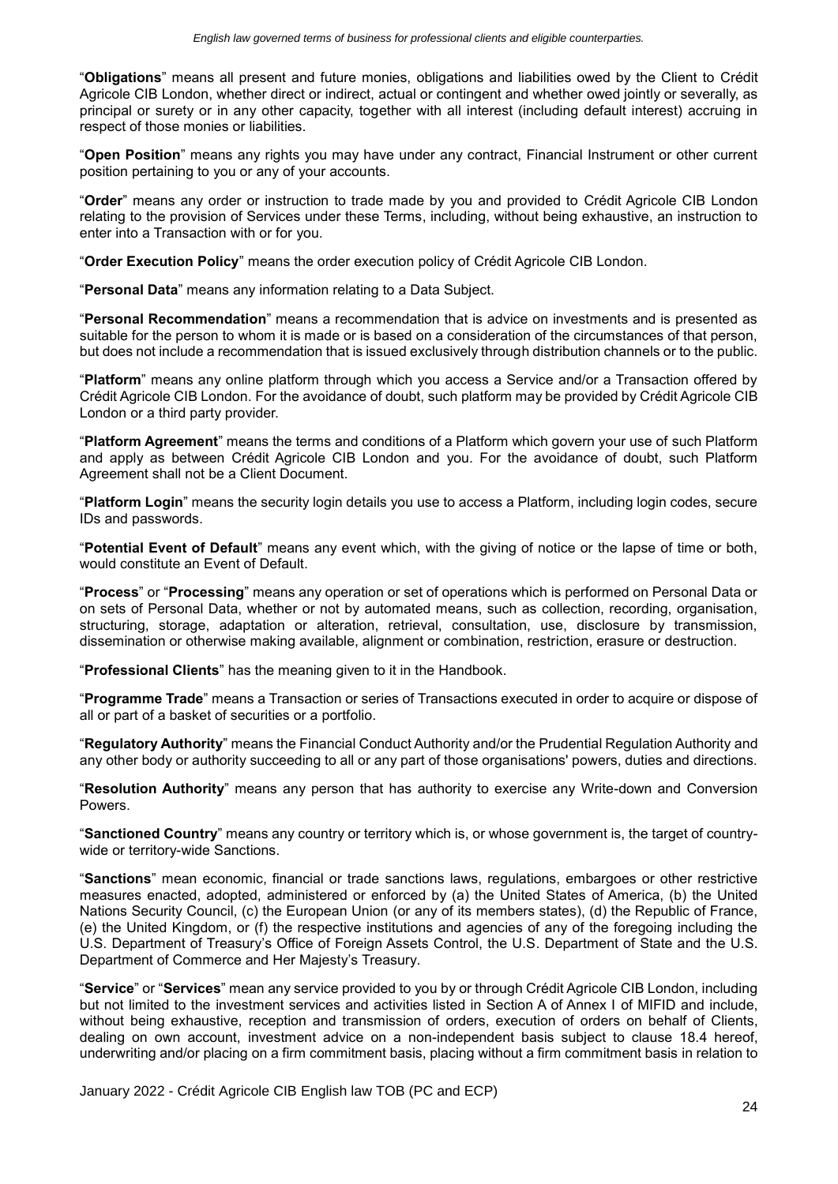"**Obligations**" means all present and future monies, obligations and liabilities owed by the Client to Crédit Agricole CIB London, whether direct or indirect, actual or contingent and whether owed jointly or severally, as principal or surety or in any other capacity, together with all interest (including default interest) accruing in respect of those monies or liabilities.

"**Open Position**" means any rights you may have under any contract, Financial Instrument or other current position pertaining to you or any of your accounts.

"**Order**" means any order or instruction to trade made by you and provided to Crédit Agricole CIB London relating to the provision of Services under these Terms, including, without being exhaustive, an instruction to enter into a Transaction with or for you.

"**Order Execution Policy**" means the order execution policy of Crédit Agricole CIB London.

"**Personal Data**" means any information relating to a Data Subject.

"**Personal Recommendation**" means a recommendation that is advice on investments and is presented as suitable for the person to whom it is made or is based on a consideration of the circumstances of that person, but does not include a recommendation that is issued exclusively through distribution channels or to the public.

"**Platform**" means any online platform through which you access a Service and/or a Transaction offered by Crédit Agricole CIB London. For the avoidance of doubt, such platform may be provided by Crédit Agricole CIB London or a third party provider.

"**Platform Agreement**" means the terms and conditions of a Platform which govern your use of such Platform and apply as between Crédit Agricole CIB London and you. For the avoidance of doubt, such Platform Agreement shall not be a Client Document.

"**Platform Login**" means the security login details you use to access a Platform, including login codes, secure IDs and passwords.

"**Potential Event of Default**" means any event which, with the giving of notice or the lapse of time or both, would constitute an Event of Default.

"**Process**" or "**Processing**" means any operation or set of operations which is performed on Personal Data or on sets of Personal Data, whether or not by automated means, such as collection, recording, organisation, structuring, storage, adaptation or alteration, retrieval, consultation, use, disclosure by transmission, dissemination or otherwise making available, alignment or combination, restriction, erasure or destruction.

"**Professional Clients**" has the meaning given to it in the Handbook.

"**Programme Trade**" means a Transaction or series of Transactions executed in order to acquire or dispose of all or part of a basket of securities or a portfolio.

"**Regulatory Authority**" means the Financial Conduct Authority and/or the Prudential Regulation Authority and any other body or authority succeeding to all or any part of those organisations' powers, duties and directions.

"**Resolution Authority**" means any person that has authority to exercise any Write-down and Conversion Powers.

"**Sanctioned Country**" means any country or territory which is, or whose government is, the target of country-wide or territory-wide Sanctions.

"**Sanctions**" mean economic, financial or trade sanctions laws, regulations, embargoes or other restrictive measures enacted, adopted, administered or enforced by (a) the United States of America, (b) the United Nations Security Council, (c) the European Union (or any of its members states), (d) the Republic of France, (e) the United Kingdom, or (f) the respective institutions and agencies of any of the foregoing including the U.S. Department of Treasury's Office of Foreign Assets Control, the U.S. Department of State and the U.S. Department of Commerce and Her Majesty's Treasury.

"**Service**" or "**Services**" mean any service provided to you by or through Crédit Agricole CIB London, including but not limited to the investment services and activities listed in Section A of Annex I of MIFID and include, without being exhaustive, reception and transmission of orders, execution of orders on behalf of Clients, dealing on own account, investment advice on a non-independent basis subject to clause 18.4 hereof, underwriting and/or placing on a firm commitment basis, placing without a firm commitment basis in relation to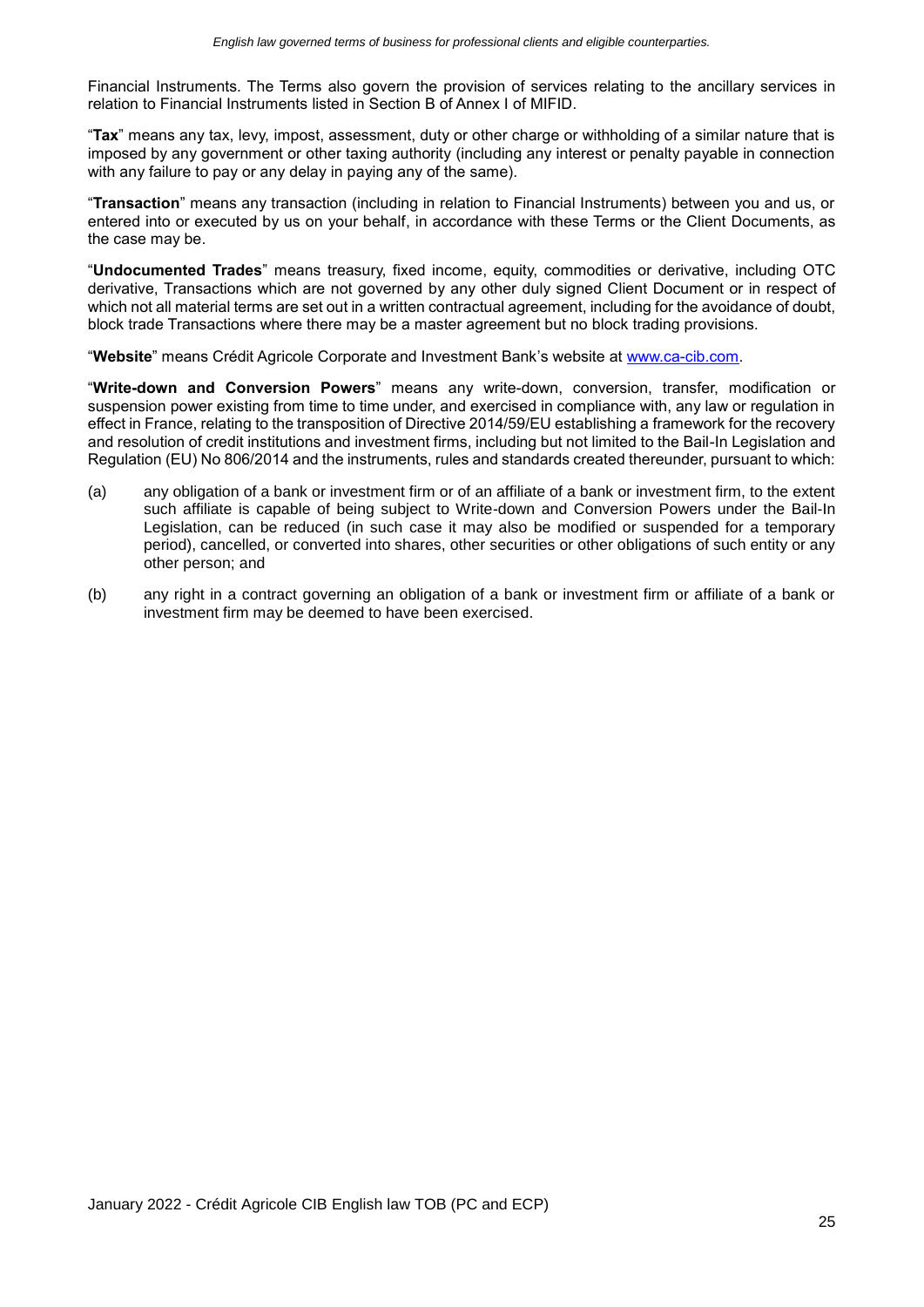Financial Instruments. The Terms also govern the provision of services relating to the ancillary services in relation to Financial Instruments listed in Section B of Annex I of MIFID.

"**Tax**" means any tax, levy, impost, assessment, duty or other charge or withholding of a similar nature that is imposed by any government or other taxing authority (including any interest or penalty payable in connection with any failure to pay or any delay in paying any of the same).

"**Transaction**" means any transaction (including in relation to Financial Instruments) between you and us, or entered into or executed by us on your behalf, in accordance with these Terms or the Client Documents, as the case may be.

"**Undocumented Trades**" means treasury, fixed income, equity, commodities or derivative, including OTC derivative, Transactions which are not governed by any other duly signed Client Document or in respect of which not all material terms are set out in a written contractual agreement, including for the avoidance of doubt, block trade Transactions where there may be a master agreement but no block trading provisions.

"**Website**" means Crédit Agricole Corporate and Investment Bank's website at [www.ca-cib.com](www.ca-cib.com).

"**Write-down and Conversion Powers**" means any write-down, conversion, transfer, modification or suspension power existing from time to time under, and exercised in compliance with, any law or regulation in effect in France, relating to the transposition of Directive 2014/59/EU establishing a framework for the recovery and resolution of credit institutions and investment firms, including but not limited to the Bail-In Legislation and Regulation (EU) No 806/2014 and the instruments, rules and standards created thereunder, pursuant to which:

(a) any obligation of a bank or investment firm or of an affiliate of a bank or investment firm, to the extent such affiliate is capable of being subject to Write-down and Conversion Powers under the Bail-In Legislation, can be reduced (in such case it may also be modified or suspended for a temporary period), cancelled, or converted into shares, other securities or other obligations of such entity or any other person; and

(b) any right in a contract governing an obligation of a bank or investment firm or affiliate of a bank or investment firm may be deemed to have been exercised.